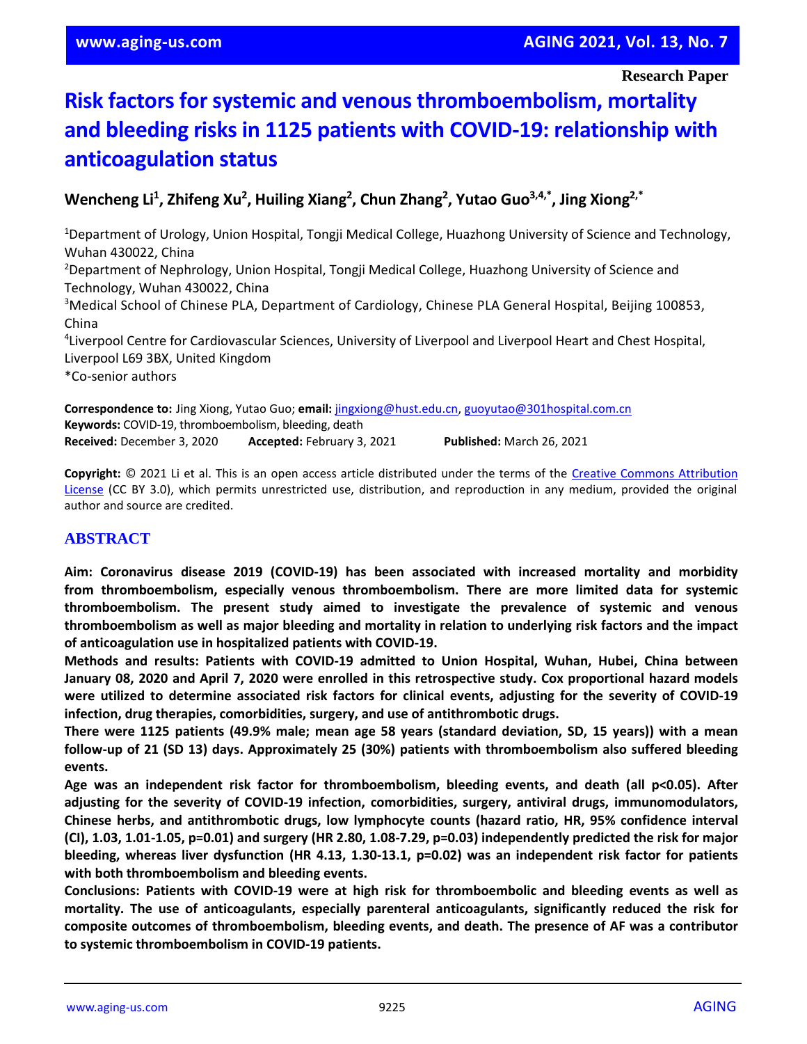**Research Paper**

# Risk factors for systemic and venous thromboembolism, mortality and bleeding risks in 1125 patients with COVID-19: relationship with anticoagulation status

**Wencheng Li[1], Zhifeng Xu[2], Huiling Xiang[2], Chun Zhang[2], Yutao Guo[3,4,*], Jing Xiong[2,*]**

[1]Department of Urology, Union Hospital, Tongji Medical College, Huazhong University of Science and Technology, Wuhan 430022, China
[2]Department of Nephrology, Union Hospital, Tongji Medical College, Huazhong University of Science and Technology, Wuhan 430022, China
[3]Medical School of Chinese PLA, Department of Cardiology, Chinese PLA General Hospital, Beijing 100853, China
[4]Liverpool Centre for Cardiovascular Sciences, University of Liverpool and Liverpool Heart and Chest Hospital, Liverpool L69 3BX, United Kingdom
*Co-senior authors

**Correspondence to:** Jing Xiong, Yutao Guo; **email:** jingxiong@hust.edu.cn, guoyutao@301hospital.com.cn
**Keywords:** COVID-19, thromboembolism, bleeding, death
**Received:** December 3, 2020 **Accepted:** February 3, 2021 **Published:** March 26, 2021

**Copyright:** © 2021 Li et al. This is an open access article distributed under the terms of the Creative Commons Attribution License (CC BY 3.0), which permits unrestricted use, distribution, and reproduction in any medium, provided the original author and source are credited.

## ABSTRACT

**Aim: Coronavirus disease 2019 (COVID-19) has been associated with increased mortality and morbidity from thromboembolism, especially venous thromboembolism. There are more limited data for systemic thromboembolism. The present study aimed to investigate the prevalence of systemic and venous thromboembolism as well as major bleeding and mortality in relation to underlying risk factors and the impact of anticoagulation use in hospitalized patients with COVID-19.**

**Methods and results: Patients with COVID-19 admitted to Union Hospital, Wuhan, Hubei, China between January 08, 2020 and April 7, 2020 were enrolled in this retrospective study. Cox proportional hazard models were utilized to determine associated risk factors for clinical events, adjusting for the severity of COVID-19 infection, drug therapies, comorbidities, surgery, and use of antithrombotic drugs.**

**There were 1125 patients (49.9% male; mean age 58 years (standard deviation, SD, 15 years)) with a mean follow-up of 21 (SD 13) days. Approximately 25 (30%) patients with thromboembolism also suffered bleeding events.**

**Age was an independent risk factor for thromboembolism, bleeding events, and death (all p<0.05). After adjusting for the severity of COVID-19 infection, comorbidities, surgery, antiviral drugs, immunomodulators, Chinese herbs, and antithrombotic drugs, low lymphocyte counts (hazard ratio, HR, 95% confidence interval (CI), 1.03, 1.01-1.05, p=0.01) and surgery (HR 2.80, 1.08-7.29, p=0.03) independently predicted the risk for major bleeding, whereas liver dysfunction (HR 4.13, 1.30-13.1, p=0.02) was an independent risk factor for patients with both thromboembolism and bleeding events.**

**Conclusions: Patients with COVID-19 were at high risk for thromboembolic and bleeding events as well as mortality. The use of anticoagulants, especially parenteral anticoagulants, significantly reduced the risk for composite outcomes of thromboembolism, bleeding events, and death. The presence of AF was a contributor to systemic thromboembolism in COVID-19 patients.**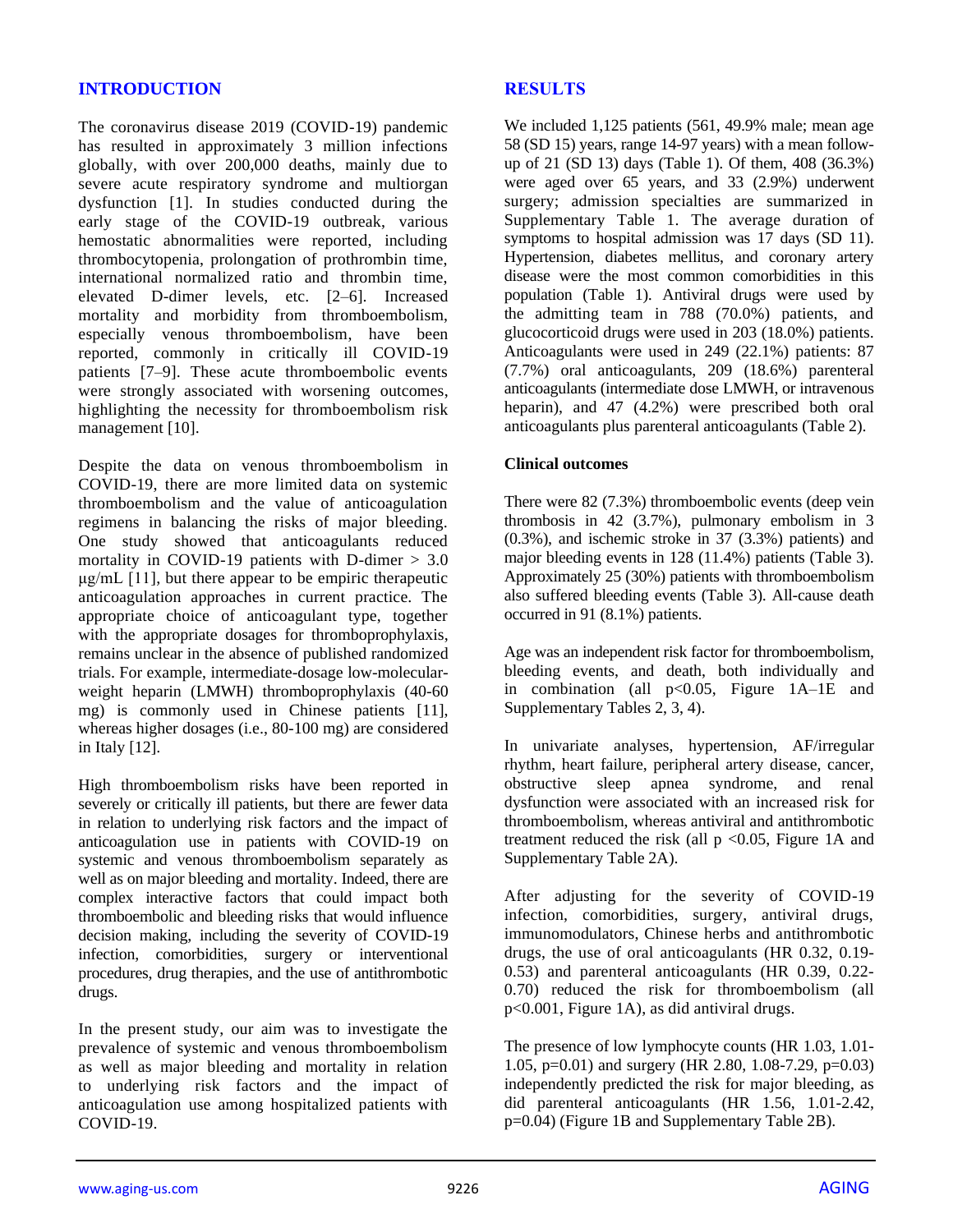## INTRODUCTION

The coronavirus disease 2019 (COVID-19) pandemic has resulted in approximately 3 million infections globally, with over 200,000 deaths, mainly due to severe acute respiratory syndrome and multiorgan dysfunction [1]. In studies conducted during the early stage of the COVID-19 outbreak, various hemostatic abnormalities were reported, including thrombocytopenia, prolongation of prothrombin time, international normalized ratio and thrombin time, elevated D-dimer levels, etc. [2–6]. Increased mortality and morbidity from thromboembolism, especially venous thromboembolism, have been reported, commonly in critically ill COVID-19 patients [7–9]. These acute thromboembolic events were strongly associated with worsening outcomes, highlighting the necessity for thromboembolism risk management [10].

Despite the data on venous thromboembolism in COVID-19, there are more limited data on systemic thromboembolism and the value of anticoagulation regimens in balancing the risks of major bleeding. One study showed that anticoagulants reduced mortality in COVID-19 patients with D-dimer > 3.0 μg/mL [11], but there appear to be empiric therapeutic anticoagulation approaches in current practice. The appropriate choice of anticoagulant type, together with the appropriate dosages for thromboprophylaxis, remains unclear in the absence of published randomized trials. For example, intermediate-dosage low-molecular-weight heparin (LMWH) thromboprophylaxis (40-60 mg) is commonly used in Chinese patients [11], whereas higher dosages (i.e., 80-100 mg) are considered in Italy [12].

High thromboembolism risks have been reported in severely or critically ill patients, but there are fewer data in relation to underlying risk factors and the impact of anticoagulation use in patients with COVID-19 on systemic and venous thromboembolism separately as well as on major bleeding and mortality. Indeed, there are complex interactive factors that could impact both thromboembolic and bleeding risks that would influence decision making, including the severity of COVID-19 infection, comorbidities, surgery or interventional procedures, drug therapies, and the use of antithrombotic drugs.

In the present study, our aim was to investigate the prevalence of systemic and venous thromboembolism as well as major bleeding and mortality in relation to underlying risk factors and the impact of anticoagulation use among hospitalized patients with COVID-19.

## RESULTS

We included 1,125 patients (561, 49.9% male; mean age 58 (SD 15) years, range 14-97 years) with a mean follow-up of 21 (SD 13) days (Table 1). Of them, 408 (36.3%) were aged over 65 years, and 33 (2.9%) underwent surgery; admission specialties are summarized in Supplementary Table 1. The average duration of symptoms to hospital admission was 17 days (SD 11). Hypertension, diabetes mellitus, and coronary artery disease were the most common comorbidities in this population (Table 1). Antiviral drugs were used by the admitting team in 788 (70.0%) patients, and glucocorticoid drugs were used in 203 (18.0%) patients. Anticoagulants were used in 249 (22.1%) patients: 87 (7.7%) oral anticoagulants, 209 (18.6%) parenteral anticoagulants (intermediate dose LMWH, or intravenous heparin), and 47 (4.2%) were prescribed both oral anticoagulants plus parenteral anticoagulants (Table 2).

### Clinical outcomes

There were 82 (7.3%) thromboembolic events (deep vein thrombosis in 42 (3.7%), pulmonary embolism in 3 (0.3%), and ischemic stroke in 37 (3.3%) patients) and major bleeding events in 128 (11.4%) patients (Table 3). Approximately 25 (30%) patients with thromboembolism also suffered bleeding events (Table 3). All-cause death occurred in 91 (8.1%) patients.

Age was an independent risk factor for thromboembolism, bleeding events, and death, both individually and in combination (all $p<0.05$, Figure 1A–1E and Supplementary Tables 2, 3, 4).

In univariate analyses, hypertension, AF/irregular rhythm, heart failure, peripheral artery disease, cancer, obstructive sleep apnea syndrome, and renal dysfunction were associated with an increased risk for thromboembolism, whereas antiviral and antithrombotic treatment reduced the risk (all $p <0.05$, Figure 1A and Supplementary Table 2A).

After adjusting for the severity of COVID-19 infection, comorbidities, surgery, antiviral drugs, immunomodulators, Chinese herbs and antithrombotic drugs, the use of oral anticoagulants (HR 0.32, 0.19-0.53) and parenteral anticoagulants (HR 0.39, 0.22-0.70) reduced the risk for thromboembolism (all $p<0.001$, Figure 1A), as did antiviral drugs.

The presence of low lymphocyte counts (HR 1.03, 1.01-1.05, $p=0.01$) and surgery (HR 2.80, 1.08-7.29, $p=0.03$) independently predicted the risk for major bleeding, as did parenteral anticoagulants (HR 1.56, 1.01-2.42, $p=0.04$) (Figure 1B and Supplementary Table 2B).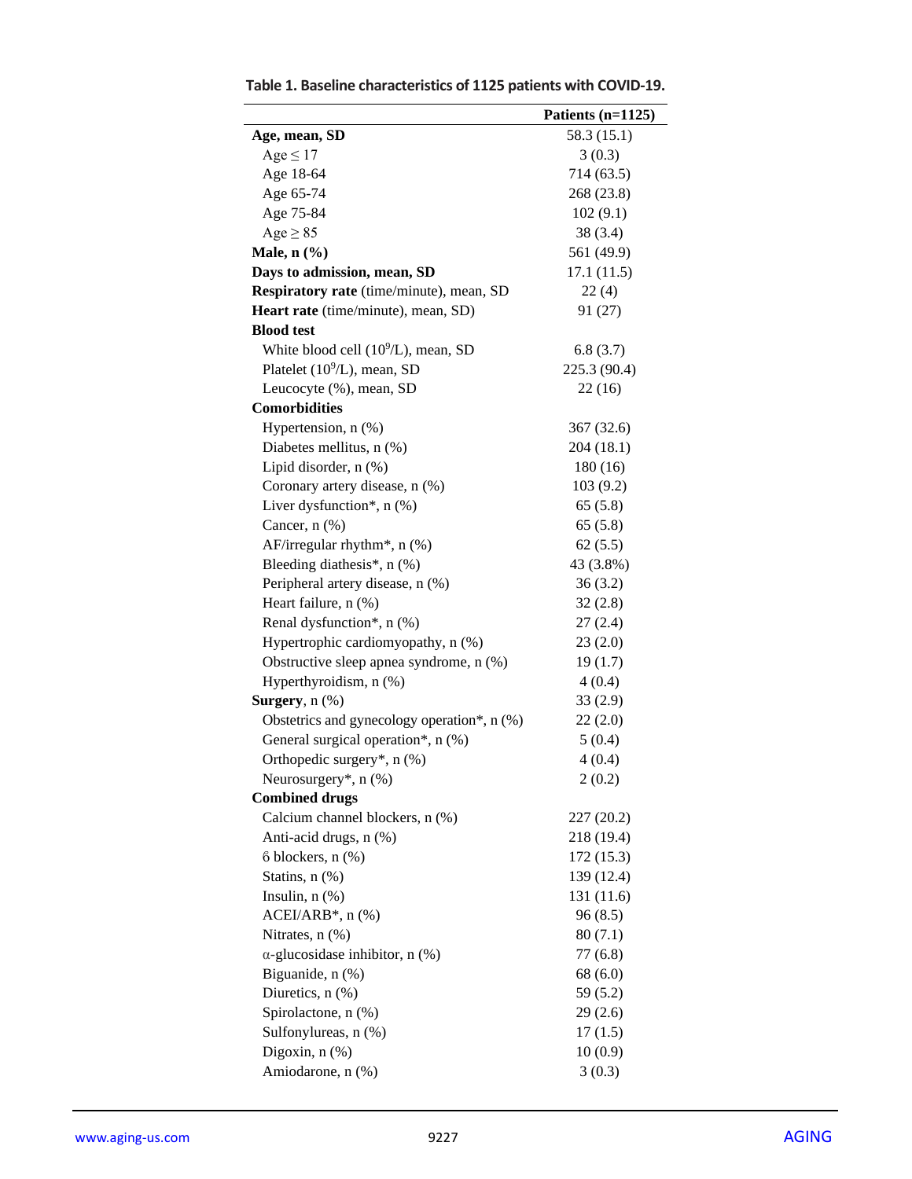**Table 1. Baseline characteristics of 1125 patients with COVID-19.**

| | Patients (n=1125) |
|---|---|
| **Age, mean, SD** | 58.3 (15.1) |
| Age ≤ 17 | 3 (0.3) |
| Age 18-64 | 714 (63.5) |
| Age 65-74 | 268 (23.8) |
| Age 75-84 | 102 (9.1) |
| Age ≥ 85 | 38 (3.4) |
| **Male, n (%)** | 561 (49.9) |
| **Days to admission, mean, SD** | 17.1 (11.5) |
| **Respiratory rate** (time/minute), mean, SD | 22 (4) |
| **Heart rate** (time/minute), mean, SD) | 91 (27) |
| **Blood test** | |
| White blood cell ($10^9$/L), mean, SD | 6.8 (3.7) |
| Platelet ($10^9$/L), mean, SD | 225.3 (90.4) |
| Leucocyte (%), mean, SD | 22 (16) |
| **Comorbidities** | |
| Hypertension, n (%) | 367 (32.6) |
| Diabetes mellitus, n (%) | 204 (18.1) |
| Lipid disorder, n (%) | 180 (16) |
| Coronary artery disease, n (%) | 103 (9.2) |
| Liver dysfunction*, n (%) | 65 (5.8) |
| Cancer, n (%) | 65 (5.8) |
| AF/irregular rhythm*, n (%) | 62 (5.5) |
| Bleeding diathesis*, n (%) | 43 (3.8%) |
| Peripheral artery disease, n (%) | 36 (3.2) |
| Heart failure, n (%) | 32 (2.8) |
| Renal dysfunction*, n (%) | 27 (2.4) |
| Hypertrophic cardiomyopathy, n (%) | 23 (2.0) |
| Obstructive sleep apnea syndrome, n (%) | 19 (1.7) |
| Hyperthyroidism, n (%) | 4 (0.4) |
| **Surgery**, n (%) | 33 (2.9) |
| Obstetrics and gynecology operation*, n (%) | 22 (2.0) |
| General surgical operation*, n (%) | 5 (0.4) |
| Orthopedic surgery*, n (%) | 4 (0.4) |
| Neurosurgery*, n (%) | 2 (0.2) |
| **Combined drugs** | |
| Calcium channel blockers, n (%) | 227 (20.2) |
| Anti-acid drugs, n (%) | 218 (19.4) |
| β blockers, n (%) | 172 (15.3) |
| Statins, n (%) | 139 (12.4) |
| Insulin, n (%) | 131 (11.6) |
| ACEI/ARB*, n (%) | 96 (8.5) |
| Nitrates, n (%) | 80 (7.1) |
| α-glucosidase inhibitor, n (%) | 77 (6.8) |
| Biguanide, n (%) | 68 (6.0) |
| Diuretics, n (%) | 59 (5.2) |
| Spirolactone, n (%) | 29 (2.6) |
| Sulfonylureas, n (%) | 17 (1.5) |
| Digoxin, n (%) | 10 (0.9) |
| Amiodarone, n (%) | 3 (0.3) |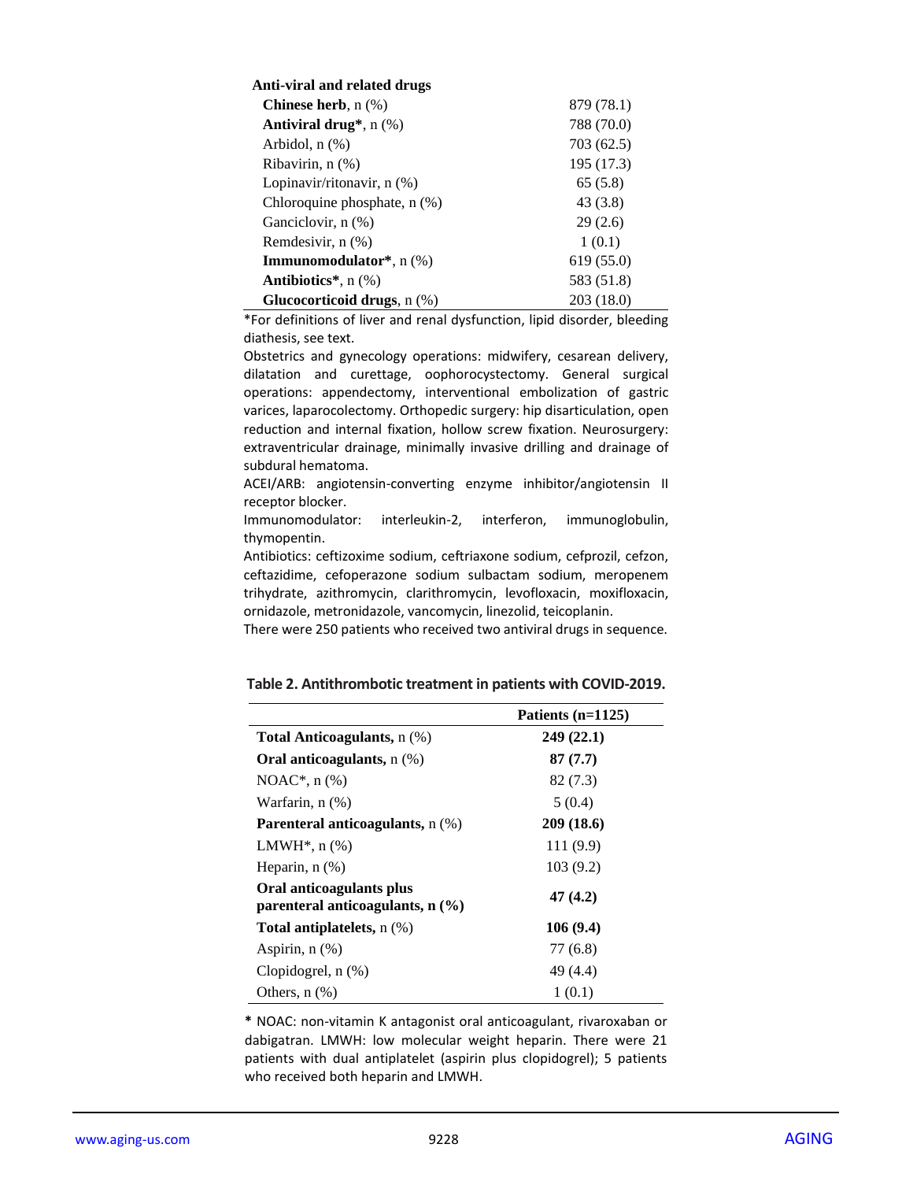| Anti-viral and related drugs | |
|---|---|
| **Chinese herb**, n (%) | 879 (78.1) |
| **Antiviral drug***, n (%) | 788 (70.0) |
| Arbidol, n (%) | 703 (62.5) |
| Ribavirin, n (%) | 195 (17.3) |
| Lopinavir/ritonavir, n (%) | 65 (5.8) |
| Chloroquine phosphate, n (%) | 43 (3.8) |
| Ganciclovir, n (%) | 29 (2.6) |
| Remdesivir, n (%) | 1 (0.1) |
| **Immunomodulator***, n (%) | 619 (55.0) |
| **Antibiotics***, n (%) | 583 (51.8) |
| **Glucocorticoid drugs**, n (%) | 203 (18.0) |

*For definitions of liver and renal dysfunction, lipid disorder, bleeding diathesis, see text.

Obstetrics and gynecology operations: midwifery, cesarean delivery, dilatation and curettage, oophorocystectomy. General surgical operations: appendectomy, interventional embolization of gastric varices, laparocolectomy. Orthopedic surgery: hip disarticulation, open reduction and internal fixation, hollow screw fixation. Neurosurgery: extraventricular drainage, minimally invasive drilling and drainage of subdural hematoma.

ACEI/ARB: angiotensin-converting enzyme inhibitor/angiotensin II receptor blocker.

Immunomodulator: interleukin-2, interferon, immunoglobulin, thymopentin.

Antibiotics: ceftizoxime sodium, ceftriaxone sodium, cefprozil, cefzon, ceftazidime, cefoperazone sodium sulbactam sodium, meropenem trihydrate, azithromycin, clarithromycin, levofloxacin, moxifloxacin, ornidazole, metronidazole, vancomycin, linezolid, teicoplanin.

There were 250 patients who received two antiviral drugs in sequence.

**Table 2. Antithrombotic treatment in patients with COVID-2019.**

| | Patients (n=1125) |
|---|---|
| **Total Anticoagulants,** n (%) | **249 (22.1)** |
| **Oral anticoagulants,** n (%) | **87 (7.7)** |
| NOAC*, n (%) | 82 (7.3) |
| Warfarin, n (%) | 5 (0.4) |
| **Parenteral anticoagulants,** n (%) | **209 (18.6)** |
| LMWH*, n (%) | 111 (9.9) |
| Heparin, n (%) | 103 (9.2) |
| **Oral anticoagulants plus parenteral anticoagulants, n (%)** | **47 (4.2)** |
| **Total antiplatelets,** n (%) | **106 (9.4)** |
| Aspirin, n (%) | 77 (6.8) |
| Clopidogrel, n (%) | 49 (4.4) |
| Others, n (%) | 1 (0.1) |

**\*** NOAC: non-vitamin K antagonist oral anticoagulant, rivaroxaban or dabigatran. LMWH: low molecular weight heparin. There were 21 patients with dual antiplatelet (aspirin plus clopidogrel); 5 patients who received both heparin and LMWH.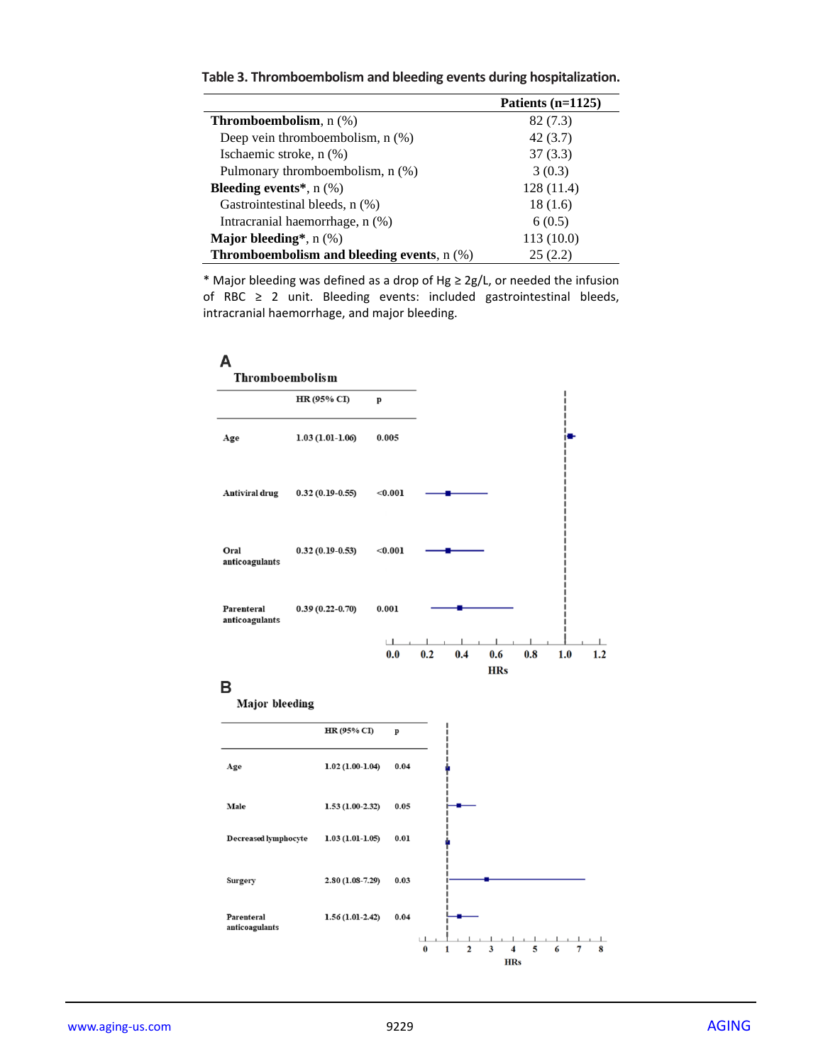**Table 3. Thromboembolism and bleeding events during hospitalization.**

| | Patients (n=1125) |
|---|---|
| **Thromboembolism**, n (%) | 82 (7.3) |
| Deep vein thromboembolism, n (%) | 42 (3.7) |
| Ischaemic stroke, n (%) | 37 (3.3) |
| Pulmonary thromboembolism, n (%) | 3 (0.3) |
| **Bleeding events***, n (%) | 128 (11.4) |
| Gastrointestinal bleeds, n (%) | 18 (1.6) |
| Intracranial haemorrhage, n (%) | 6 (0.5) |
| **Major bleeding***, n (%) | 113 (10.0) |
| **Thromboembolism and bleeding events**, n (%) | 25 (2.2) |

* Major bleeding was defined as a drop of Hg ≥ 2g/L, or needed the infusion of RBC ≥ 2 unit. Bleeding events: included gastrointestinal bleeds, intracranial haemorrhage, and major bleeding.

**A**

Thromboembolism

| | HR (95% CI) | p |
|---|---|---|
| Age | 1.03 (1.01-1.06) | 0.005 |
| Antiviral drug | 0.32 (0.19-0.55) | <0.001 |
| Oral anticoagulants | 0.32 (0.19-0.53) | <0.001 |
| Parenteral anticoagulants | 0.39 (0.22-0.70) | 0.001 |

**B**

Major bleeding

| | HR (95% CI) | p |
|---|---|---|
| Age | 1.02 (1.00-1.04) | 0.04 |
| Male | 1.53 (1.00-2.32) | 0.05 |
| Decreased lymphocyte | 1.03 (1.01-1.05) | 0.01 |
| Surgery | 2.80 (1.08-7.29) | 0.03 |
| Parenteral anticoagulants | 1.56 (1.01-2.42) | 0.04 |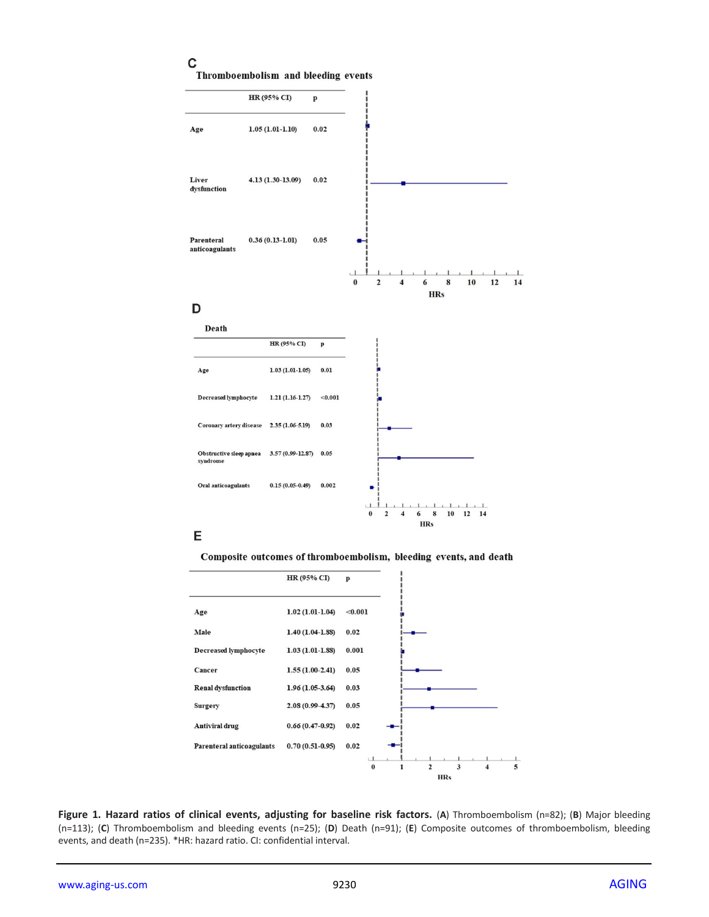**C**

**Thromboembolism and bleeding events**

| | HR (95% CI) | p |
|---|---|---|
| Age | 1.05 (1.01-1.10) | 0.02 |
| Liver dysfunction | 4.13 (1.30-13.09) | 0.02 |
| Parenteral anticoagulants | 0.36 (0.13-1.01) | 0.05 |

**D**

**Death**

| | HR (95% CI) | p |
|---|---|---|
| Age | 1.03 (1.01-1.05) | 0.01 |
| Decreased lymphocyte | 1.21 (1.16-1.27) | <0.001 |
| Coronary artery disease | 2.35 (1.06-5.19) | 0.03 |
| Obstructive sleep apnea syndrome | 3.57 (0.99-12.87) | 0.05 |
| Oral anticoagulants | 0.15 (0.05-0.49) | 0.002 |

**E**

**Composite outcomes of thromboembolism, bleeding events, and death**

| | HR (95% CI) | p |
|---|---|---|
| Age | 1.02 (1.01-1.04) | <0.001 |
| Male | 1.40 (1.04-1.88) | 0.02 |
| Decreased lymphocyte | 1.03 (1.01-1.88) | 0.001 |
| Cancer | 1.55 (1.00-2.41) | 0.05 |
| Renal dysfunction | 1.96 (1.05-3.64) | 0.03 |
| Surgery | 2.08 (0.99-4.37) | 0.05 |
| Antiviral drug | 0.66 (0.47-0.92) | 0.02 |
| Parenteral anticoagulants | 0.70 (0.51-0.95) | 0.02 |

**Figure 1. Hazard ratios of clinical events, adjusting for baseline risk factors.** (**A**) Thromboembolism (n=82); (**B**) Major bleeding (n=113); (**C**) Thromboembolism and bleeding events (n=25); (**D**) Death (n=91); (**E**) Composite outcomes of thromboembolism, bleeding events, and death (n=235). *HR: hazard ratio. CI: confidential interval.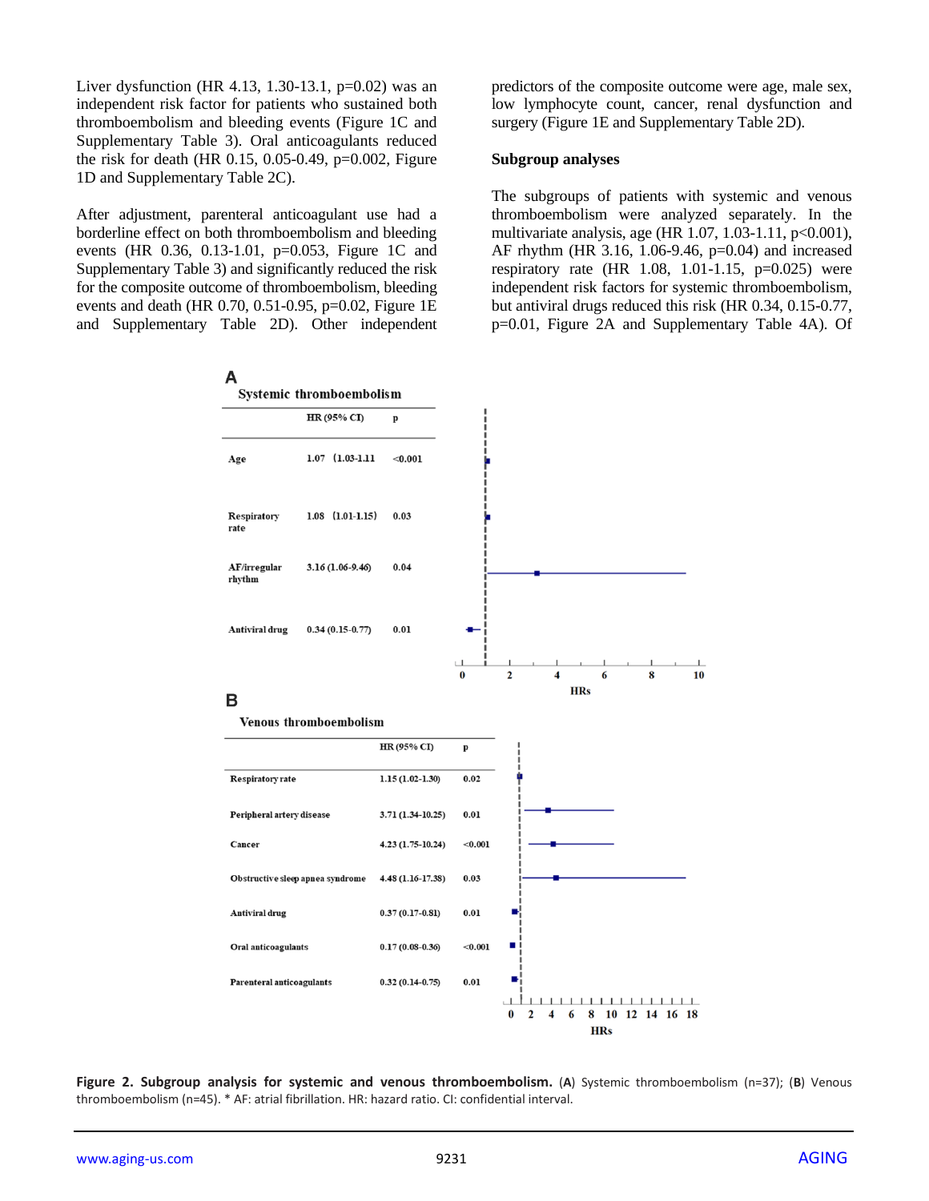Liver dysfunction (HR 4.13, 1.30-13.1, p=0.02) was an independent risk factor for patients who sustained both thromboembolism and bleeding events (Figure 1C and Supplementary Table 3). Oral anticoagulants reduced the risk for death (HR 0.15, 0.05-0.49, p=0.002, Figure 1D and Supplementary Table 2C).

After adjustment, parenteral anticoagulant use had a borderline effect on both thromboembolism and bleeding events (HR 0.36, 0.13-1.01, p=0.053, Figure 1C and Supplementary Table 3) and significantly reduced the risk for the composite outcome of thromboembolism, bleeding events and death (HR 0.70, 0.51-0.95, p=0.02, Figure 1E and Supplementary Table 2D). Other independent predictors of the composite outcome were age, male sex, low lymphocyte count, cancer, renal dysfunction and surgery (Figure 1E and Supplementary Table 2D).

## Subgroup analyses

The subgroups of patients with systemic and venous thromboembolism were analyzed separately. In the multivariate analysis, age (HR 1.07, 1.03-1.11, p<0.001), AF rhythm (HR 3.16, 1.06-9.46, p=0.04) and increased respiratory rate (HR 1.08, 1.01-1.15, p=0.025) were independent risk factors for systemic thromboembolism, but antiviral drugs reduced this risk (HR 0.34, 0.15-0.77, p=0.01, Figure 2A and Supplementary Table 4A). Of

**A** Systemic thromboembolism

| | HR (95% CI) | p |
|---|---|---|
| Age | 1.07 (1.03-1.11 | <0.001 |
| Respiratory rate | 1.08 (1.01-1.15) | 0.03 |
| AF/irregular rhythm | 3.16 (1.06-9.46) | 0.04 |
| Antiviral drug | 0.34 (0.15-0.77) | 0.01 |

**B** Venous thromboembolism

| | HR (95% CI) | p |
|---|---|---|
| Respiratory rate | 1.15 (1.02-1.30) | 0.02 |
| Peripheral artery disease | 3.71 (1.34-10.25) | 0.01 |
| Cancer | 4.23 (1.75-10.24) | <0.001 |
| Obstructive sleep apnea syndrome | 4.48 (1.16-17.38) | 0.03 |
| Antiviral drug | 0.37 (0.17-0.81) | 0.01 |
| Oral anticoagulants | 0.17 (0.08-0.36) | <0.001 |
| Parenteral anticoagulants | 0.32 (0.14-0.75) | 0.01 |

**Figure 2. Subgroup analysis for systemic and venous thromboembolism.** (**A**) Systemic thromboembolism (n=37); (**B**) Venous thromboembolism (n=45). * AF: atrial fibrillation. HR: hazard ratio. CI: confidential interval.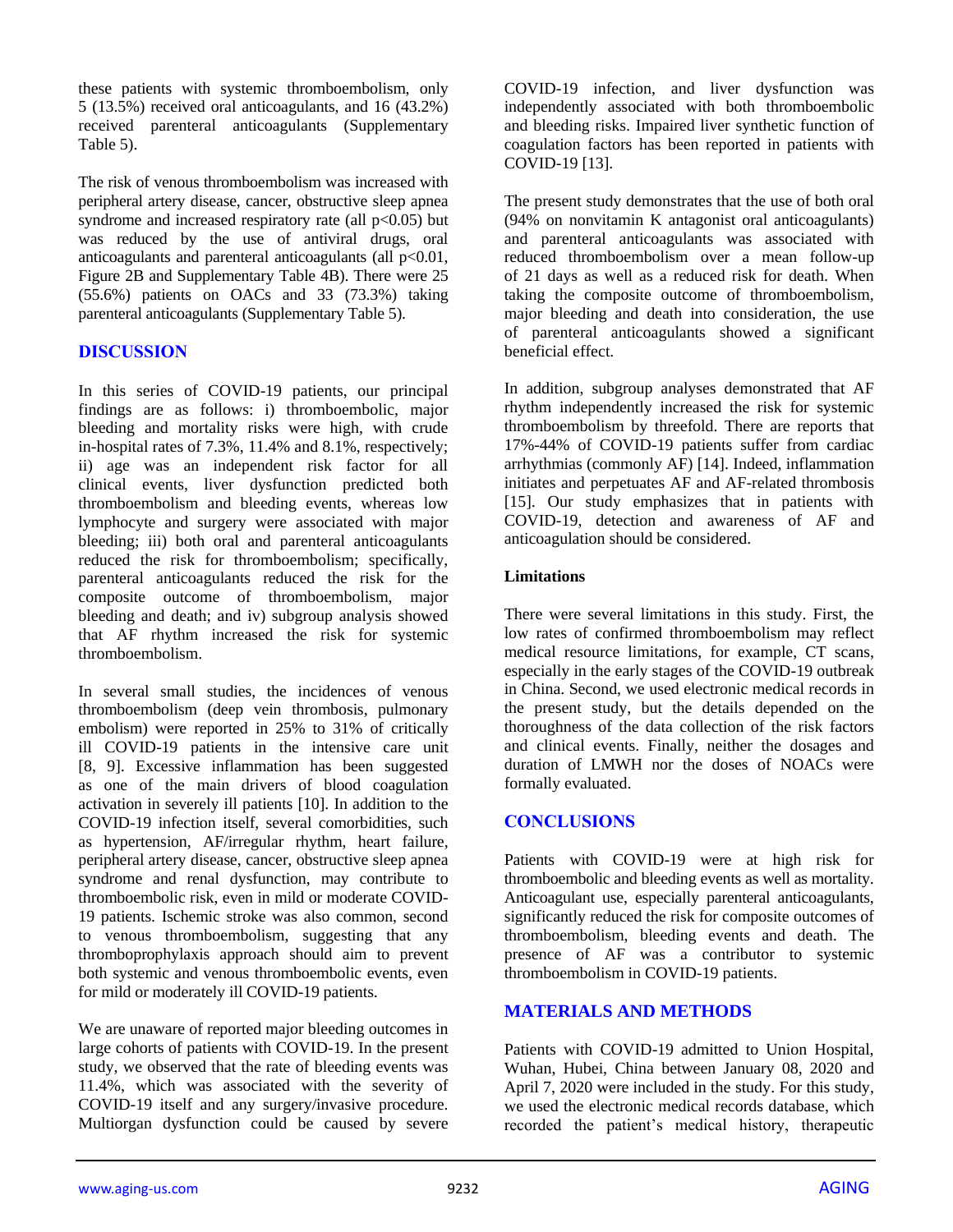these patients with systemic thromboembolism, only 5 (13.5%) received oral anticoagulants, and 16 (43.2%) received parenteral anticoagulants (Supplementary Table 5).

The risk of venous thromboembolism was increased with peripheral artery disease, cancer, obstructive sleep apnea syndrome and increased respiratory rate (all $p<0.05$) but was reduced by the use of antiviral drugs, oral anticoagulants and parenteral anticoagulants (all $p<0.01$, Figure 2B and Supplementary Table 4B). There were 25 (55.6%) patients on OACs and 33 (73.3%) taking parenteral anticoagulants (Supplementary Table 5).

## DISCUSSION

In this series of COVID-19 patients, our principal findings are as follows: i) thromboembolic, major bleeding and mortality risks were high, with crude in-hospital rates of 7.3%, 11.4% and 8.1%, respectively; ii) age was an independent risk factor for all clinical events, liver dysfunction predicted both thromboembolism and bleeding events, whereas low lymphocyte and surgery were associated with major bleeding; iii) both oral and parenteral anticoagulants reduced the risk for thromboembolism; specifically, parenteral anticoagulants reduced the risk for the composite outcome of thromboembolism, major bleeding and death; and iv) subgroup analysis showed that AF rhythm increased the risk for systemic thromboembolism.

In several small studies, the incidences of venous thromboembolism (deep vein thrombosis, pulmonary embolism) were reported in 25% to 31% of critically ill COVID-19 patients in the intensive care unit [8, 9]. Excessive inflammation has been suggested as one of the main drivers of blood coagulation activation in severely ill patients [10]. In addition to the COVID-19 infection itself, several comorbidities, such as hypertension, AF/irregular rhythm, heart failure, peripheral artery disease, cancer, obstructive sleep apnea syndrome and renal dysfunction, may contribute to thromboembolic risk, even in mild or moderate COVID-19 patients. Ischemic stroke was also common, second to venous thromboembolism, suggesting that any thromboprophylaxis approach should aim to prevent both systemic and venous thromboembolic events, even for mild or moderately ill COVID-19 patients.

We are unaware of reported major bleeding outcomes in large cohorts of patients with COVID-19. In the present study, we observed that the rate of bleeding events was 11.4%, which was associated with the severity of COVID-19 itself and any surgery/invasive procedure. Multiorgan dysfunction could be caused by severe COVID-19 infection, and liver dysfunction was independently associated with both thromboembolic and bleeding risks. Impaired liver synthetic function of coagulation factors has been reported in patients with COVID-19 [13].

The present study demonstrates that the use of both oral (94% on nonvitamin K antagonist oral anticoagulants) and parenteral anticoagulants was associated with reduced thromboembolism over a mean follow-up of 21 days as well as a reduced risk for death. When taking the composite outcome of thromboembolism, major bleeding and death into consideration, the use of parenteral anticoagulants showed a significant beneficial effect.

In addition, subgroup analyses demonstrated that AF rhythm independently increased the risk for systemic thromboembolism by threefold. There are reports that 17%-44% of COVID-19 patients suffer from cardiac arrhythmias (commonly AF) [14]. Indeed, inflammation initiates and perpetuates AF and AF-related thrombosis [15]. Our study emphasizes that in patients with COVID-19, detection and awareness of AF and anticoagulation should be considered.

### Limitations

There were several limitations in this study. First, the low rates of confirmed thromboembolism may reflect medical resource limitations, for example, CT scans, especially in the early stages of the COVID-19 outbreak in China. Second, we used electronic medical records in the present study, but the details depended on the thoroughness of the data collection of the risk factors and clinical events. Finally, neither the dosages and duration of LMWH nor the doses of NOACs were formally evaluated.

## CONCLUSIONS

Patients with COVID-19 were at high risk for thromboembolic and bleeding events as well as mortality. Anticoagulant use, especially parenteral anticoagulants, significantly reduced the risk for composite outcomes of thromboembolism, bleeding events and death. The presence of AF was a contributor to systemic thromboembolism in COVID-19 patients.

## MATERIALS AND METHODS

Patients with COVID-19 admitted to Union Hospital, Wuhan, Hubei, China between January 08, 2020 and April 7, 2020 were included in the study. For this study, we used the electronic medical records database, which recorded the patient's medical history, therapeutic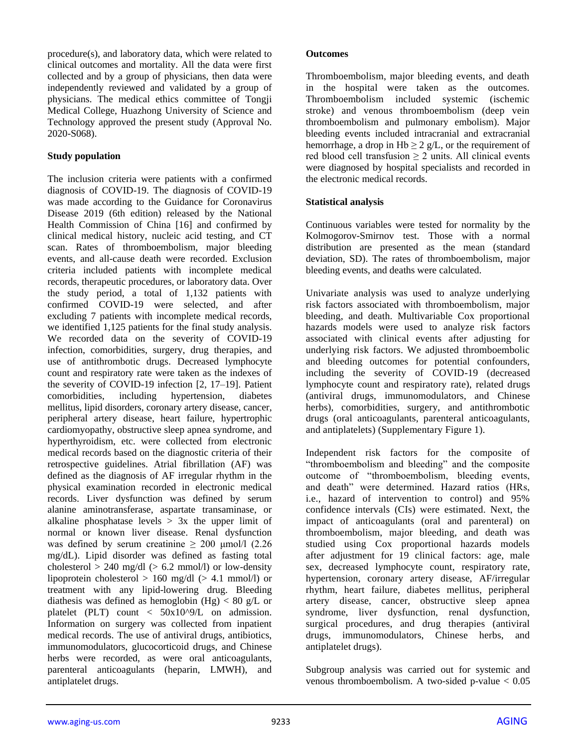procedure(s), and laboratory data, which were related to clinical outcomes and mortality. All the data were first collected and by a group of physicians, then data were independently reviewed and validated by a group of physicians. The medical ethics committee of Tongji Medical College, Huazhong University of Science and Technology approved the present study (Approval No. 2020-S068).

**Study population**

The inclusion criteria were patients with a confirmed diagnosis of COVID-19. The diagnosis of COVID-19 was made according to the Guidance for Coronavirus Disease 2019 (6th edition) released by the National Health Commission of China [16] and confirmed by clinical medical history, nucleic acid testing, and CT scan. Rates of thromboembolism, major bleeding events, and all-cause death were recorded. Exclusion criteria included patients with incomplete medical records, therapeutic procedures, or laboratory data. Over the study period, a total of 1,132 patients with confirmed COVID-19 were selected, and after excluding 7 patients with incomplete medical records, we identified 1,125 patients for the final study analysis. We recorded data on the severity of COVID-19 infection, comorbidities, surgery, drug therapies, and use of antithrombotic drugs. Decreased lymphocyte count and respiratory rate were taken as the indexes of the severity of COVID-19 infection [2, 17–19]. Patient comorbidities, including hypertension, diabetes mellitus, lipid disorders, coronary artery disease, cancer, peripheral artery disease, heart failure, hypertrophic cardiomyopathy, obstructive sleep apnea syndrome, and hyperthyroidism, etc. were collected from electronic medical records based on the diagnostic criteria of their retrospective guidelines. Atrial fibrillation (AF) was defined as the diagnosis of AF irregular rhythm in the physical examination recorded in electronic medical records. Liver dysfunction was defined by serum alanine aminotransferase, aspartate transaminase, or alkaline phosphatase levels > 3x the upper limit of normal or known liver disease. Renal dysfunction was defined by serum creatinine ≥ 200 μmol/l (2.26 mg/dL). Lipid disorder was defined as fasting total cholesterol > 240 mg/dl (> 6.2 mmol/l) or low-density lipoprotein cholesterol > 160 mg/dl (> 4.1 mmol/l) or treatment with any lipid-lowering drug. Bleeding diathesis was defined as hemoglobin (Hg) < 80 g/L or platelet (PLT) count < 50x10^9/L on admission. Information on surgery was collected from inpatient medical records. The use of antiviral drugs, antibiotics, immunomodulators, glucocorticoid drugs, and Chinese herbs were recorded, as were oral anticoagulants, parenteral anticoagulants (heparin, LMWH), and antiplatelet drugs.

**Outcomes**

Thromboembolism, major bleeding events, and death in the hospital were taken as the outcomes. Thromboembolism included systemic (ischemic stroke) and venous thromboembolism (deep vein thromboembolism and pulmonary embolism). Major bleeding events included intracranial and extracranial hemorrhage, a drop in Hb ≥ 2 g/L, or the requirement of red blood cell transfusion ≥ 2 units. All clinical events were diagnosed by hospital specialists and recorded in the electronic medical records.

**Statistical analysis**

Continuous variables were tested for normality by the Kolmogorov-Smirnov test. Those with a normal distribution are presented as the mean (standard deviation, SD). The rates of thromboembolism, major bleeding events, and deaths were calculated.

Univariate analysis was used to analyze underlying risk factors associated with thromboembolism, major bleeding, and death. Multivariable Cox proportional hazards models were used to analyze risk factors associated with clinical events after adjusting for underlying risk factors. We adjusted thromboembolic and bleeding outcomes for potential confounders, including the severity of COVID-19 (decreased lymphocyte count and respiratory rate), related drugs (antiviral drugs, immunomodulators, and Chinese herbs), comorbidities, surgery, and antithrombotic drugs (oral anticoagulants, parenteral anticoagulants, and antiplatelets) (Supplementary Figure 1).

Independent risk factors for the composite of "thromboembolism and bleeding" and the composite outcome of "thromboembolism, bleeding events, and death" were determined. Hazard ratios (HRs, i.e., hazard of intervention to control) and 95% confidence intervals (CIs) were estimated. Next, the impact of anticoagulants (oral and parenteral) on thromboembolism, major bleeding, and death was studied using Cox proportional hazards models after adjustment for 19 clinical factors: age, male sex, decreased lymphocyte count, respiratory rate, hypertension, coronary artery disease, AF/irregular rhythm, heart failure, diabetes mellitus, peripheral artery disease, cancer, obstructive sleep apnea syndrome, liver dysfunction, renal dysfunction, surgical procedures, and drug therapies (antiviral drugs, immunomodulators, Chinese herbs, and antiplatelet drugs).

Subgroup analysis was carried out for systemic and venous thromboembolism. A two-sided p-value < 0.05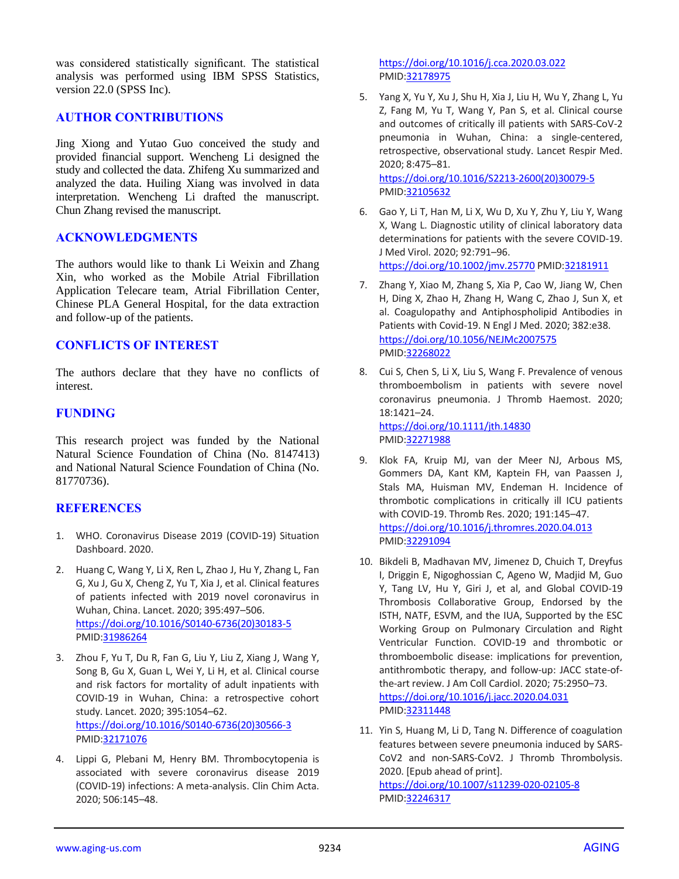was considered statistically significant. The statistical analysis was performed using IBM SPSS Statistics, version 22.0 (SPSS Inc).

## AUTHOR CONTRIBUTIONS

Jing Xiong and Yutao Guo conceived the study and provided financial support. Wencheng Li designed the study and collected the data. Zhifeng Xu summarized and analyzed the data. Huiling Xiang was involved in data interpretation. Wencheng Li drafted the manuscript. Chun Zhang revised the manuscript.

## ACKNOWLEDGMENTS

The authors would like to thank Li Weixin and Zhang Xin, who worked as the Mobile Atrial Fibrillation Application Telecare team, Atrial Fibrillation Center, Chinese PLA General Hospital, for the data extraction and follow-up of the patients.

## CONFLICTS OF INTEREST

The authors declare that they have no conflicts of interest.

## FUNDING

This research project was funded by the National Natural Science Foundation of China (No. 8147413) and National Natural Science Foundation of China (No. 81770736).

## REFERENCES

1. WHO. Coronavirus Disease 2019 (COVID-19) Situation Dashboard. 2020.

2. Huang C, Wang Y, Li X, Ren L, Zhao J, Hu Y, Zhang L, Fan G, Xu J, Gu X, Cheng Z, Yu T, Xia J, et al. Clinical features of patients infected with 2019 novel coronavirus in Wuhan, China. Lancet. 2020; 395:497–506. https://doi.org/10.1016/S0140-6736(20)30183-5 PMID:31986264

3. Zhou F, Yu T, Du R, Fan G, Liu Y, Liu Z, Xiang J, Wang Y, Song B, Gu X, Guan L, Wei Y, Li H, et al. Clinical course and risk factors for mortality of adult inpatients with COVID-19 in Wuhan, China: a retrospective cohort study. Lancet. 2020; 395:1054–62. https://doi.org/10.1016/S0140-6736(20)30566-3 PMID:32171076

4. Lippi G, Plebani M, Henry BM. Thrombocytopenia is associated with severe coronavirus disease 2019 (COVID-19) infections: A meta-analysis. Clin Chim Acta. 2020; 506:145–48. https://doi.org/10.1016/j.cca.2020.03.022 PMID:32178975

5. Yang X, Yu Y, Xu J, Shu H, Xia J, Liu H, Wu Y, Zhang L, Yu Z, Fang M, Yu T, Wang Y, Pan S, et al. Clinical course and outcomes of critically ill patients with SARS-CoV-2 pneumonia in Wuhan, China: a single-centered, retrospective, observational study. Lancet Respir Med. 2020; 8:475–81. https://doi.org/10.1016/S2213-2600(20)30079-5 PMID:32105632

6. Gao Y, Li T, Han M, Li X, Wu D, Xu Y, Zhu Y, Liu Y, Wang X, Wang L. Diagnostic utility of clinical laboratory data determinations for patients with the severe COVID-19. J Med Virol. 2020; 92:791–96. https://doi.org/10.1002/jmv.25770 PMID:32181911

7. Zhang Y, Xiao M, Zhang S, Xia P, Cao W, Jiang W, Chen H, Ding X, Zhao H, Zhang H, Wang C, Zhao J, Sun X, et al. Coagulopathy and Antiphospholipid Antibodies in Patients with Covid-19. N Engl J Med. 2020; 382:e38. https://doi.org/10.1056/NEJMc2007575 PMID:32268022

8. Cui S, Chen S, Li X, Liu S, Wang F. Prevalence of venous thromboembolism in patients with severe novel coronavirus pneumonia. J Thromb Haemost. 2020; 18:1421–24. https://doi.org/10.1111/jth.14830 PMID:32271988

9. Klok FA, Kruip MJ, van der Meer NJ, Arbous MS, Gommers DA, Kant KM, Kaptein FH, van Paassen J, Stals MA, Huisman MV, Endeman H. Incidence of thrombotic complications in critically ill ICU patients with COVID-19. Thromb Res. 2020; 191:145–47. https://doi.org/10.1016/j.thromres.2020.04.013 PMID:32291094

10. Bikdeli B, Madhavan MV, Jimenez D, Chuich T, Dreyfus I, Driggin E, Nigoghossian C, Ageno W, Madjid M, Guo Y, Tang LV, Hu Y, Giri J, et al, and Global COVID-19 Thrombosis Collaborative Group, Endorsed by the ISTH, NATF, ESVM, and the IUA, Supported by the ESC Working Group on Pulmonary Circulation and Right Ventricular Function. COVID-19 and thrombotic or thromboembolic disease: implications for prevention, antithrombotic therapy, and follow-up: JACC state-of-the-art review. J Am Coll Cardiol. 2020; 75:2950–73. https://doi.org/10.1016/j.jacc.2020.04.031 PMID:32311448

11. Yin S, Huang M, Li D, Tang N. Difference of coagulation features between severe pneumonia induced by SARS-CoV2 and non-SARS-CoV2. J Thromb Thrombolysis. 2020. [Epub ahead of print]. https://doi.org/10.1007/s11239-020-02105-8 PMID:32246317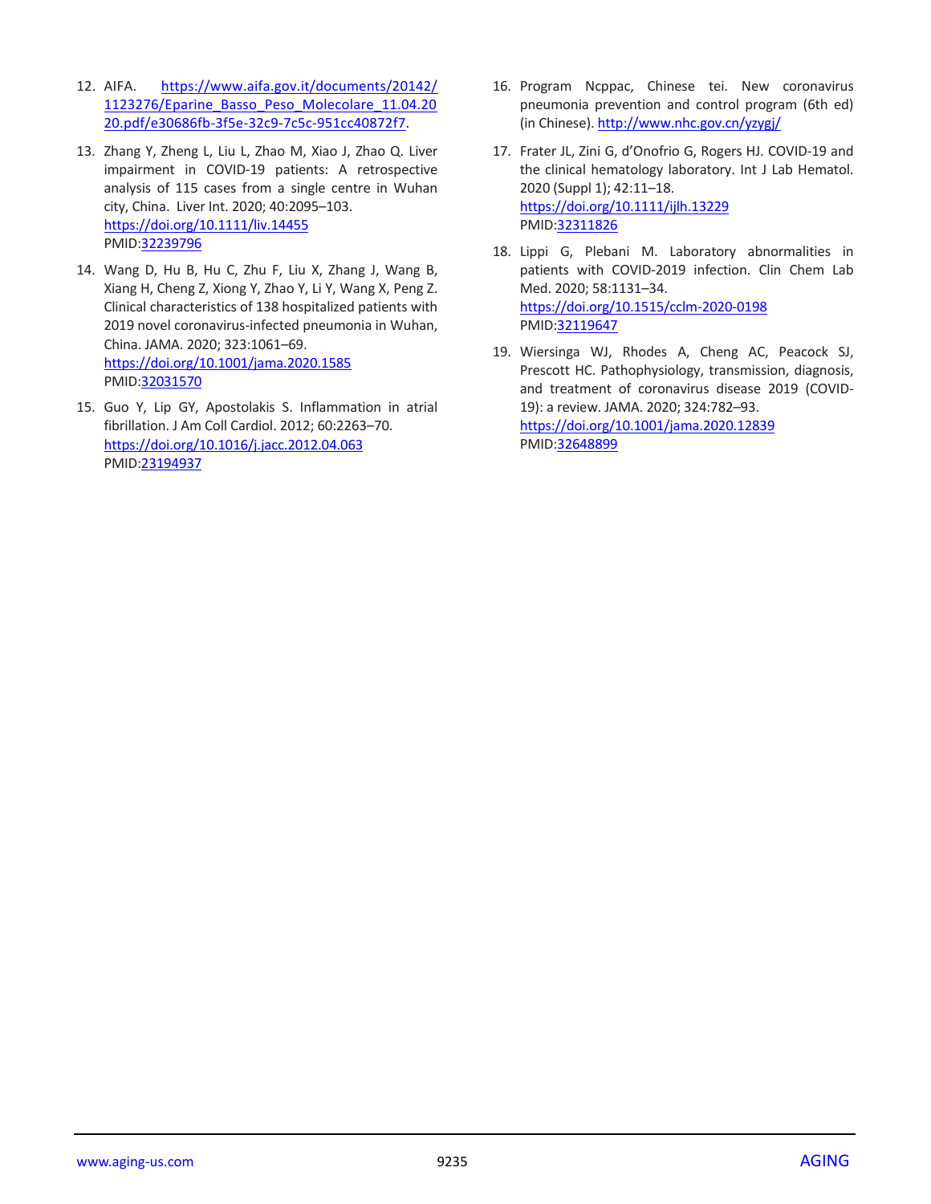12. AIFA. https://www.aifa.gov.it/documents/20142/1123276/Eparine_Basso_Peso_Molecolare_11.04.2020.pdf/e30686fb-3f5e-32c9-7c5c-951cc40872f7.

13. Zhang Y, Zheng L, Liu L, Zhao M, Xiao J, Zhao Q. Liver impairment in COVID-19 patients: A retrospective analysis of 115 cases from a single centre in Wuhan city, China. Liver Int. 2020; 40:2095–103. https://doi.org/10.1111/liv.14455 PMID:32239796

14. Wang D, Hu B, Hu C, Zhu F, Liu X, Zhang J, Wang B, Xiang H, Cheng Z, Xiong Y, Zhao Y, Li Y, Wang X, Peng Z. Clinical characteristics of 138 hospitalized patients with 2019 novel coronavirus-infected pneumonia in Wuhan, China. JAMA. 2020; 323:1061–69. https://doi.org/10.1001/jama.2020.1585 PMID:32031570

15. Guo Y, Lip GY, Apostolakis S. Inflammation in atrial fibrillation. J Am Coll Cardiol. 2012; 60:2263–70. https://doi.org/10.1016/j.jacc.2012.04.063 PMID:23194937

16. Program Ncppac, Chinese tei. New coronavirus pneumonia prevention and control program (6th ed) (in Chinese). http://www.nhc.gov.cn/yzygj/

17. Frater JL, Zini G, d'Onofrio G, Rogers HJ. COVID-19 and the clinical hematology laboratory. Int J Lab Hematol. 2020 (Suppl 1); 42:11–18. https://doi.org/10.1111/ijlh.13229 PMID:32311826

18. Lippi G, Plebani M. Laboratory abnormalities in patients with COVID-2019 infection. Clin Chem Lab Med. 2020; 58:1131–34. https://doi.org/10.1515/cclm-2020-0198 PMID:32119647

19. Wiersinga WJ, Rhodes A, Cheng AC, Peacock SJ, Prescott HC. Pathophysiology, transmission, diagnosis, and treatment of coronavirus disease 2019 (COVID-19): a review. JAMA. 2020; 324:782–93. https://doi.org/10.1001/jama.2020.12839 PMID:32648899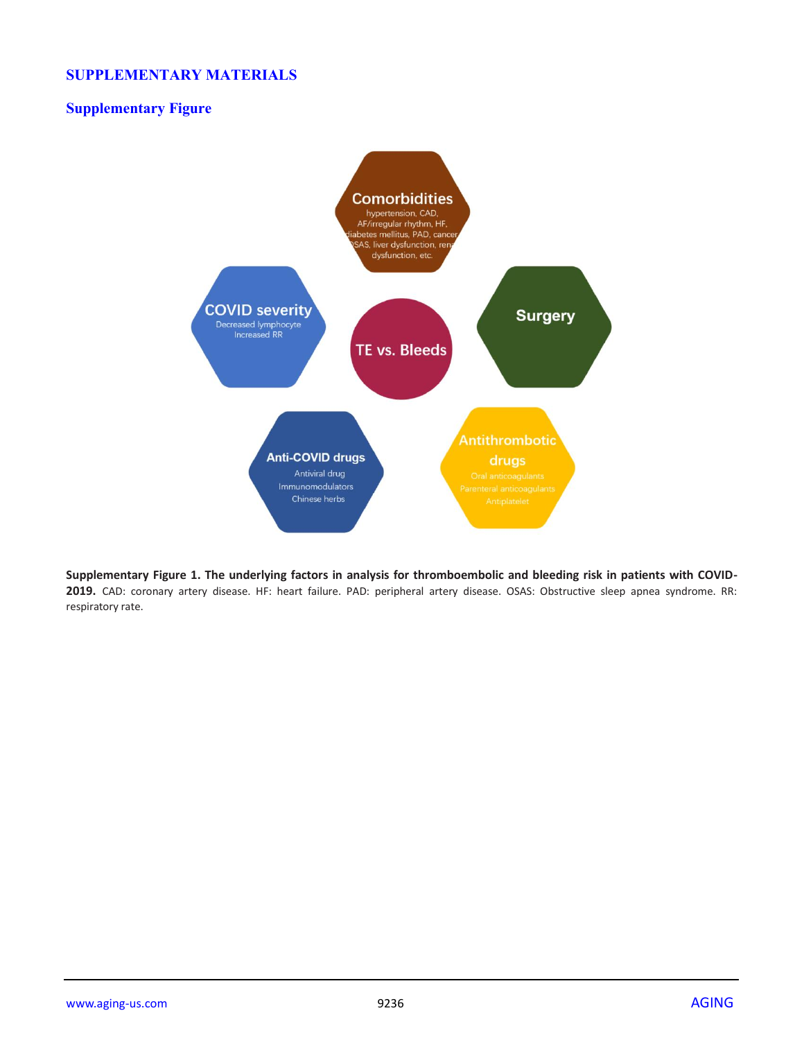# SUPPLEMENTARY MATERIALS

## Supplementary Figure

**Supplementary Figure 1. The underlying factors in analysis for thromboembolic and bleeding risk in patients with COVID-2019.** CAD: coronary artery disease. HF: heart failure. PAD: peripheral artery disease. OSAS: Obstructive sleep apnea syndrome. RR: respiratory rate.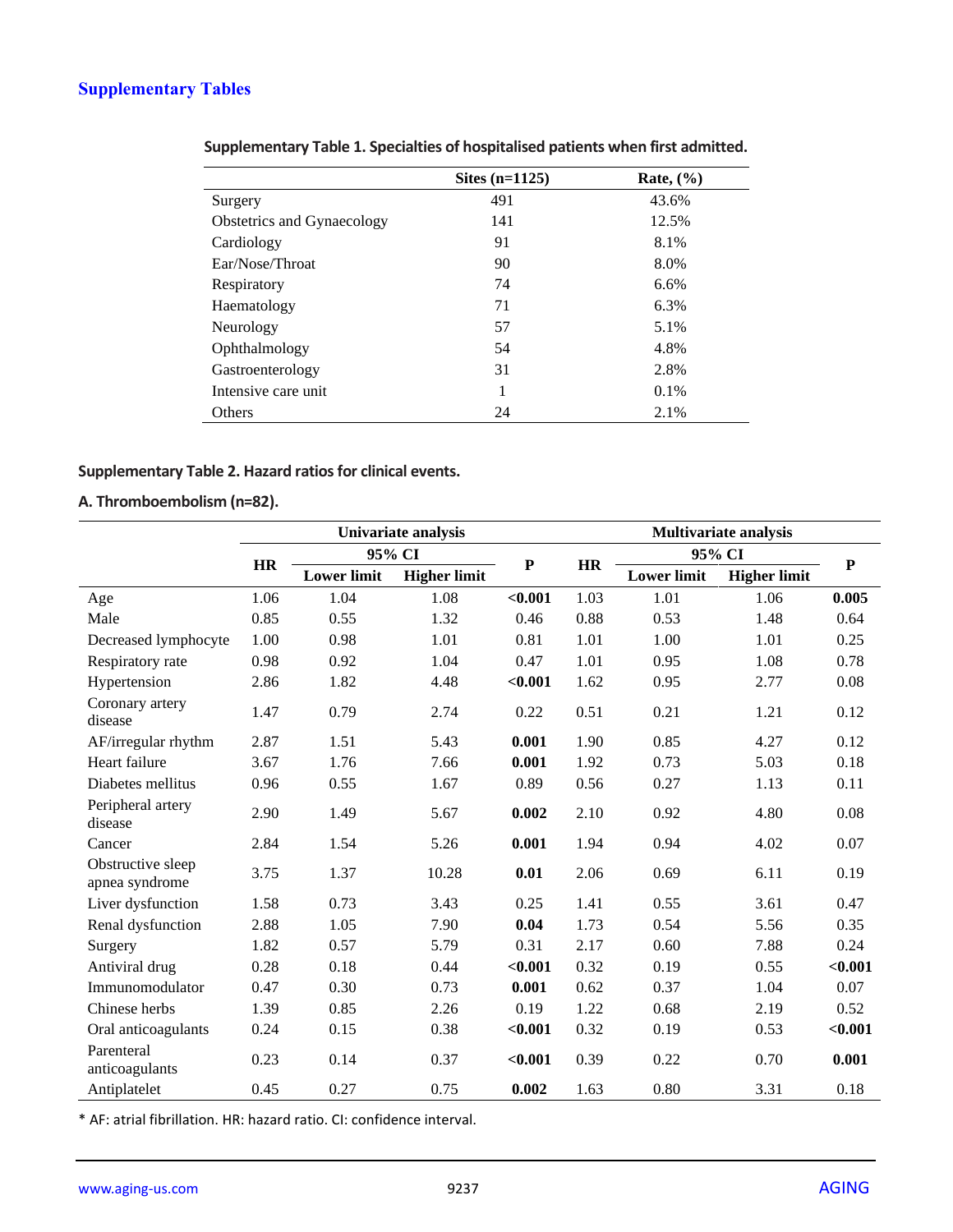## Supplementary Tables

**Supplementary Table 1. Specialties of hospitalised patients when first admitted.**

| | Sites (n=1125) | Rate, (%) |
|---|---|---|
| Surgery | 491 | 43.6% |
| Obstetrics and Gynaecology | 141 | 12.5% |
| Cardiology | 91 | 8.1% |
| Ear/Nose/Throat | 90 | 8.0% |
| Respiratory | 74 | 6.6% |
| Haematology | 71 | 6.3% |
| Neurology | 57 | 5.1% |
| Ophthalmology | 54 | 4.8% |
| Gastroenterology | 31 | 2.8% |
| Intensive care unit | 1 | 0.1% |
| Others | 24 | 2.1% |

**Supplementary Table 2. Hazard ratios for clinical events.**

**A. Thromboembolism (n=82).**

| | Univariate analysis | | | | Multivariate analysis | | | |
|---|---|---|---|---|---|---|---|---|
| | HR | 95% CI | | P | HR | 95% CI | | P |
| | | Lower limit | Higher limit | | | Lower limit | Higher limit | |
| Age | 1.06 | 1.04 | 1.08 | **<0.001** | 1.03 | 1.01 | 1.06 | **0.005** |
| Male | 0.85 | 0.55 | 1.32 | 0.46 | 0.88 | 0.53 | 1.48 | 0.64 |
| Decreased lymphocyte | 1.00 | 0.98 | 1.01 | 0.81 | 1.01 | 1.00 | 1.01 | 0.25 |
| Respiratory rate | 0.98 | 0.92 | 1.04 | 0.47 | 1.01 | 0.95 | 1.08 | 0.78 |
| Hypertension | 2.86 | 1.82 | 4.48 | **<0.001** | 1.62 | 0.95 | 2.77 | 0.08 |
| Coronary artery disease | 1.47 | 0.79 | 2.74 | 0.22 | 0.51 | 0.21 | 1.21 | 0.12 |
| AF/irregular rhythm | 2.87 | 1.51 | 5.43 | **0.001** | 1.90 | 0.85 | 4.27 | 0.12 |
| Heart failure | 3.67 | 1.76 | 7.66 | **0.001** | 1.92 | 0.73 | 5.03 | 0.18 |
| Diabetes mellitus | 0.96 | 0.55 | 1.67 | 0.89 | 0.56 | 0.27 | 1.13 | 0.11 |
| Peripheral artery disease | 2.90 | 1.49 | 5.67 | **0.002** | 2.10 | 0.92 | 4.80 | 0.08 |
| Cancer | 2.84 | 1.54 | 5.26 | **0.001** | 1.94 | 0.94 | 4.02 | 0.07 |
| Obstructive sleep apnea syndrome | 3.75 | 1.37 | 10.28 | **0.01** | 2.06 | 0.69 | 6.11 | 0.19 |
| Liver dysfunction | 1.58 | 0.73 | 3.43 | 0.25 | 1.41 | 0.55 | 3.61 | 0.47 |
| Renal dysfunction | 2.88 | 1.05 | 7.90 | **0.04** | 1.73 | 0.54 | 5.56 | 0.35 |
| Surgery | 1.82 | 0.57 | 5.79 | 0.31 | 2.17 | 0.60 | 7.88 | 0.24 |
| Antiviral drug | 0.28 | 0.18 | 0.44 | **<0.001** | 0.32 | 0.19 | 0.55 | **<0.001** |
| Immunomodulator | 0.47 | 0.30 | 0.73 | **0.001** | 0.62 | 0.37 | 1.04 | 0.07 |
| Chinese herbs | 1.39 | 0.85 | 2.26 | 0.19 | 1.22 | 0.68 | 2.19 | 0.52 |
| Oral anticoagulants | 0.24 | 0.15 | 0.38 | **<0.001** | 0.32 | 0.19 | 0.53 | **<0.001** |
| Parenteral anticoagulants | 0.23 | 0.14 | 0.37 | **<0.001** | 0.39 | 0.22 | 0.70 | **0.001** |
| Antiplatelet | 0.45 | 0.27 | 0.75 | **0.002** | 1.63 | 0.80 | 3.31 | 0.18 |

* AF: atrial fibrillation. HR: hazard ratio. CI: confidence interval.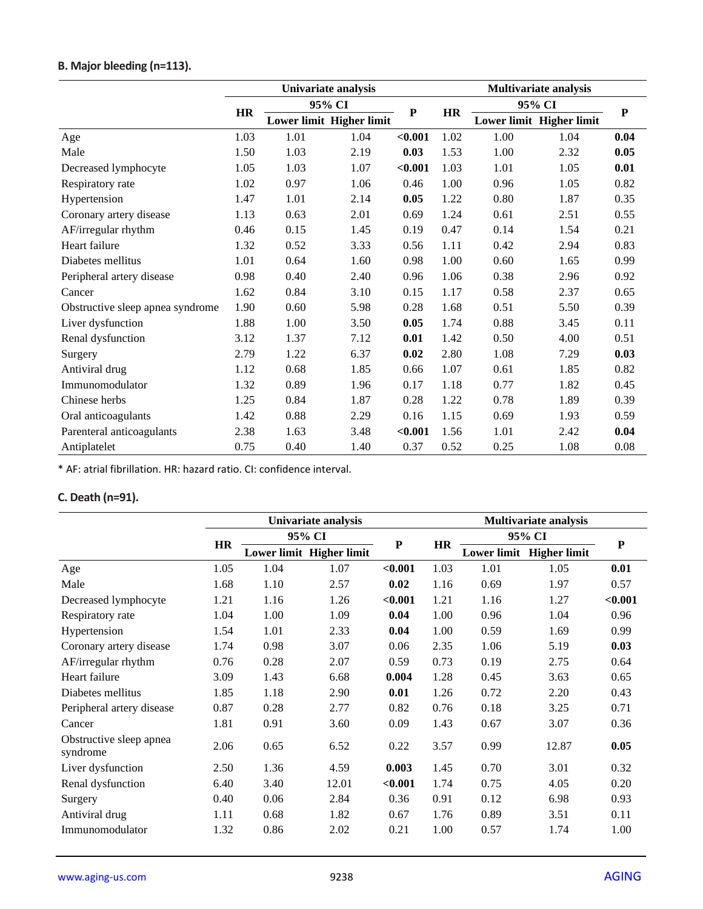**B. Major bleeding (n=113).**

| | Univariate analysis | | | | Multivariate analysis | | | |
|---|---|---|---|---|---|---|---|---|
| | HR | 95% CI | | P | HR | 95% CI | | P |
| | | Lower limit | Higher limit | | | Lower limit | Higher limit | |
| Age | 1.03 | 1.01 | 1.04 | **<0.001** | 1.02 | 1.00 | 1.04 | **0.04** |
| Male | 1.50 | 1.03 | 2.19 | **0.03** | 1.53 | 1.00 | 2.32 | **0.05** |
| Decreased lymphocyte | 1.05 | 1.03 | 1.07 | **<0.001** | 1.03 | 1.01 | 1.05 | **0.01** |
| Respiratory rate | 1.02 | 0.97 | 1.06 | 0.46 | 1.00 | 0.96 | 1.05 | 0.82 |
| Hypertension | 1.47 | 1.01 | 2.14 | **0.05** | 1.22 | 0.80 | 1.87 | 0.35 |
| Coronary artery disease | 1.13 | 0.63 | 2.01 | 0.69 | 1.24 | 0.61 | 2.51 | 0.55 |
| AF/irregular rhythm | 0.46 | 0.15 | 1.45 | 0.19 | 0.47 | 0.14 | 1.54 | 0.21 |
| Heart failure | 1.32 | 0.52 | 3.33 | 0.56 | 1.11 | 0.42 | 2.94 | 0.83 |
| Diabetes mellitus | 1.01 | 0.64 | 1.60 | 0.98 | 1.00 | 0.60 | 1.65 | 0.99 |
| Peripheral artery disease | 0.98 | 0.40 | 2.40 | 0.96 | 1.06 | 0.38 | 2.96 | 0.92 |
| Cancer | 1.62 | 0.84 | 3.10 | 0.15 | 1.17 | 0.58 | 2.37 | 0.65 |
| Obstructive sleep apnea syndrome | 1.90 | 0.60 | 5.98 | 0.28 | 1.68 | 0.51 | 5.50 | 0.39 |
| Liver dysfunction | 1.88 | 1.00 | 3.50 | **0.05** | 1.74 | 0.88 | 3.45 | 0.11 |
| Renal dysfunction | 3.12 | 1.37 | 7.12 | **0.01** | 1.42 | 0.50 | 4.00 | 0.51 |
| Surgery | 2.79 | 1.22 | 6.37 | **0.02** | 2.80 | 1.08 | 7.29 | **0.03** |
| Antiviral drug | 1.12 | 0.68 | 1.85 | 0.66 | 1.07 | 0.61 | 1.85 | 0.82 |
| Immunomodulator | 1.32 | 0.89 | 1.96 | 0.17 | 1.18 | 0.77 | 1.82 | 0.45 |
| Chinese herbs | 1.25 | 0.84 | 1.87 | 0.28 | 1.22 | 0.78 | 1.89 | 0.39 |
| Oral anticoagulants | 1.42 | 0.88 | 2.29 | 0.16 | 1.15 | 0.69 | 1.93 | 0.59 |
| Parenteral anticoagulants | 2.38 | 1.63 | 3.48 | **<0.001** | 1.56 | 1.01 | 2.42 | **0.04** |
| Antiplatelet | 0.75 | 0.40 | 1.40 | 0.37 | 0.52 | 0.25 | 1.08 | 0.08 |

* AF: atrial fibrillation. HR: hazard ratio. CI: confidence interval.

**C. Death (n=91).**

| | Univariate analysis | | | | Multivariate analysis | | | |
|---|---|---|---|---|---|---|---|---|
| | HR | 95% CI | | P | HR | 95% CI | | P |
| | | Lower limit | Higher limit | | | Lower limit | Higher limit | |
| Age | 1.05 | 1.04 | 1.07 | **<0.001** | 1.03 | 1.01 | 1.05 | **0.01** |
| Male | 1.68 | 1.10 | 2.57 | **0.02** | 1.16 | 0.69 | 1.97 | 0.57 |
| Decreased lymphocyte | 1.21 | 1.16 | 1.26 | **<0.001** | 1.21 | 1.16 | 1.27 | **<0.001** |
| Respiratory rate | 1.04 | 1.00 | 1.09 | **0.04** | 1.00 | 0.96 | 1.04 | 0.96 |
| Hypertension | 1.54 | 1.01 | 2.33 | **0.04** | 1.00 | 0.59 | 1.69 | 0.99 |
| Coronary artery disease | 1.74 | 0.98 | 3.07 | 0.06 | 2.35 | 1.06 | 5.19 | **0.03** |
| AF/irregular rhythm | 0.76 | 0.28 | 2.07 | 0.59 | 0.73 | 0.19 | 2.75 | 0.64 |
| Heart failure | 3.09 | 1.43 | 6.68 | **0.004** | 1.28 | 0.45 | 3.63 | 0.65 |
| Diabetes mellitus | 1.85 | 1.18 | 2.90 | **0.01** | 1.26 | 0.72 | 2.20 | 0.43 |
| Peripheral artery disease | 0.87 | 0.28 | 2.77 | 0.82 | 0.76 | 0.18 | 3.25 | 0.71 |
| Cancer | 1.81 | 0.91 | 3.60 | 0.09 | 1.43 | 0.67 | 3.07 | 0.36 |
| Obstructive sleep apnea syndrome | 2.06 | 0.65 | 6.52 | 0.22 | 3.57 | 0.99 | 12.87 | **0.05** |
| Liver dysfunction | 2.50 | 1.36 | 4.59 | **0.003** | 1.45 | 0.70 | 3.01 | 0.32 |
| Renal dysfunction | 6.40 | 3.40 | 12.01 | **<0.001** | 1.74 | 0.75 | 4.05 | 0.20 |
| Surgery | 0.40 | 0.06 | 2.84 | 0.36 | 0.91 | 0.12 | 6.98 | 0.93 |
| Antiviral drug | 1.11 | 0.68 | 1.82 | 0.67 | 1.76 | 0.89 | 3.51 | 0.11 |
| Immunomodulator | 1.32 | 0.86 | 2.02 | 0.21 | 1.00 | 0.57 | 1.74 | 1.00 |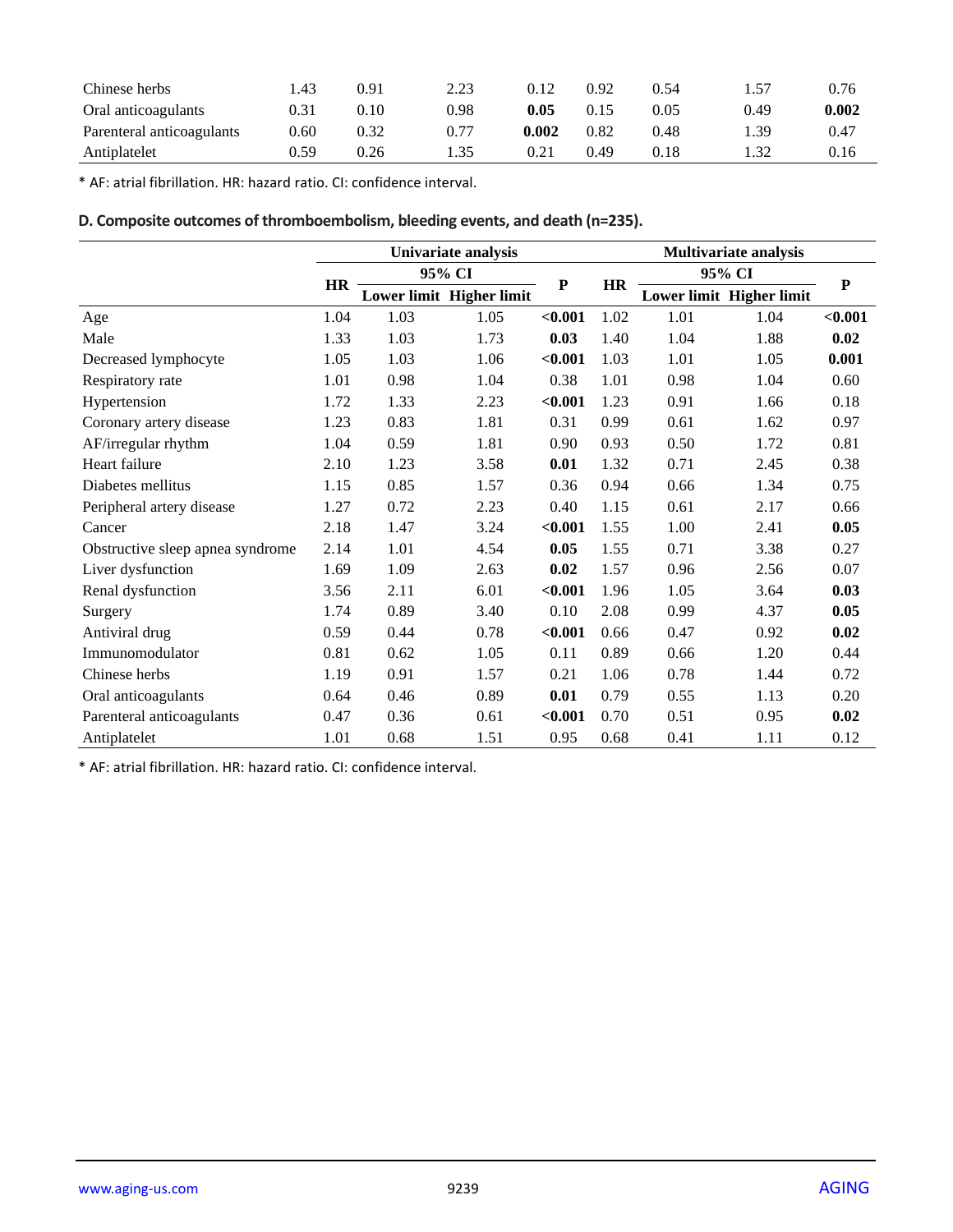| | | | | | | | | |
|---|---|---|---|---|---|---|---|---|
| Chinese herbs | 1.43 | 0.91 | 2.23 | 0.12 | 0.92 | 0.54 | 1.57 | 0.76 |
| Oral anticoagulants | 0.31 | 0.10 | 0.98 | **0.05** | 0.15 | 0.05 | 0.49 | **0.002** |
| Parenteral anticoagulants | 0.60 | 0.32 | 0.77 | **0.002** | 0.82 | 0.48 | 1.39 | 0.47 |
| Antiplatelet | 0.59 | 0.26 | 1.35 | 0.21 | 0.49 | 0.18 | 1.32 | 0.16 |

* AF: atrial fibrillation. HR: hazard ratio. CI: confidence interval.

**D. Composite outcomes of thromboembolism, bleeding events, and death (n=235).**

| | Univariate analysis | | | | Multivariate analysis | | | |
|---|---|---|---|---|---|---|---|---|
| | HR | 95% CI | | P | HR | 95% CI | | P |
| | | Lower limit | Higher limit | | | Lower limit | Higher limit | |
| Age | 1.04 | 1.03 | 1.05 | **<0.001** | 1.02 | 1.01 | 1.04 | **<0.001** |
| Male | 1.33 | 1.03 | 1.73 | **0.03** | 1.40 | 1.04 | 1.88 | **0.02** |
| Decreased lymphocyte | 1.05 | 1.03 | 1.06 | **<0.001** | 1.03 | 1.01 | 1.05 | **0.001** |
| Respiratory rate | 1.01 | 0.98 | 1.04 | 0.38 | 1.01 | 0.98 | 1.04 | 0.60 |
| Hypertension | 1.72 | 1.33 | 2.23 | **<0.001** | 1.23 | 0.91 | 1.66 | 0.18 |
| Coronary artery disease | 1.23 | 0.83 | 1.81 | 0.31 | 0.99 | 0.61 | 1.62 | 0.97 |
| AF/irregular rhythm | 1.04 | 0.59 | 1.81 | 0.90 | 0.93 | 0.50 | 1.72 | 0.81 |
| Heart failure | 2.10 | 1.23 | 3.58 | **0.01** | 1.32 | 0.71 | 2.45 | 0.38 |
| Diabetes mellitus | 1.15 | 0.85 | 1.57 | 0.36 | 0.94 | 0.66 | 1.34 | 0.75 |
| Peripheral artery disease | 1.27 | 0.72 | 2.23 | 0.40 | 1.15 | 0.61 | 2.17 | 0.66 |
| Cancer | 2.18 | 1.47 | 3.24 | **<0.001** | 1.55 | 1.00 | 2.41 | **0.05** |
| Obstructive sleep apnea syndrome | 2.14 | 1.01 | 4.54 | **0.05** | 1.55 | 0.71 | 3.38 | 0.27 |
| Liver dysfunction | 1.69 | 1.09 | 2.63 | **0.02** | 1.57 | 0.96 | 2.56 | 0.07 |
| Renal dysfunction | 3.56 | 2.11 | 6.01 | **<0.001** | 1.96 | 1.05 | 3.64 | **0.03** |
| Surgery | 1.74 | 0.89 | 3.40 | 0.10 | 2.08 | 0.99 | 4.37 | **0.05** |
| Antiviral drug | 0.59 | 0.44 | 0.78 | **<0.001** | 0.66 | 0.47 | 0.92 | **0.02** |
| Immunomodulator | 0.81 | 0.62 | 1.05 | 0.11 | 0.89 | 0.66 | 1.20 | 0.44 |
| Chinese herbs | 1.19 | 0.91 | 1.57 | 0.21 | 1.06 | 0.78 | 1.44 | 0.72 |
| Oral anticoagulants | 0.64 | 0.46 | 0.89 | **0.01** | 0.79 | 0.55 | 1.13 | 0.20 |
| Parenteral anticoagulants | 0.47 | 0.36 | 0.61 | **<0.001** | 0.70 | 0.51 | 0.95 | **0.02** |
| Antiplatelet | 1.01 | 0.68 | 1.51 | 0.95 | 0.68 | 0.41 | 1.11 | 0.12 |

* AF: atrial fibrillation. HR: hazard ratio. CI: confidence interval.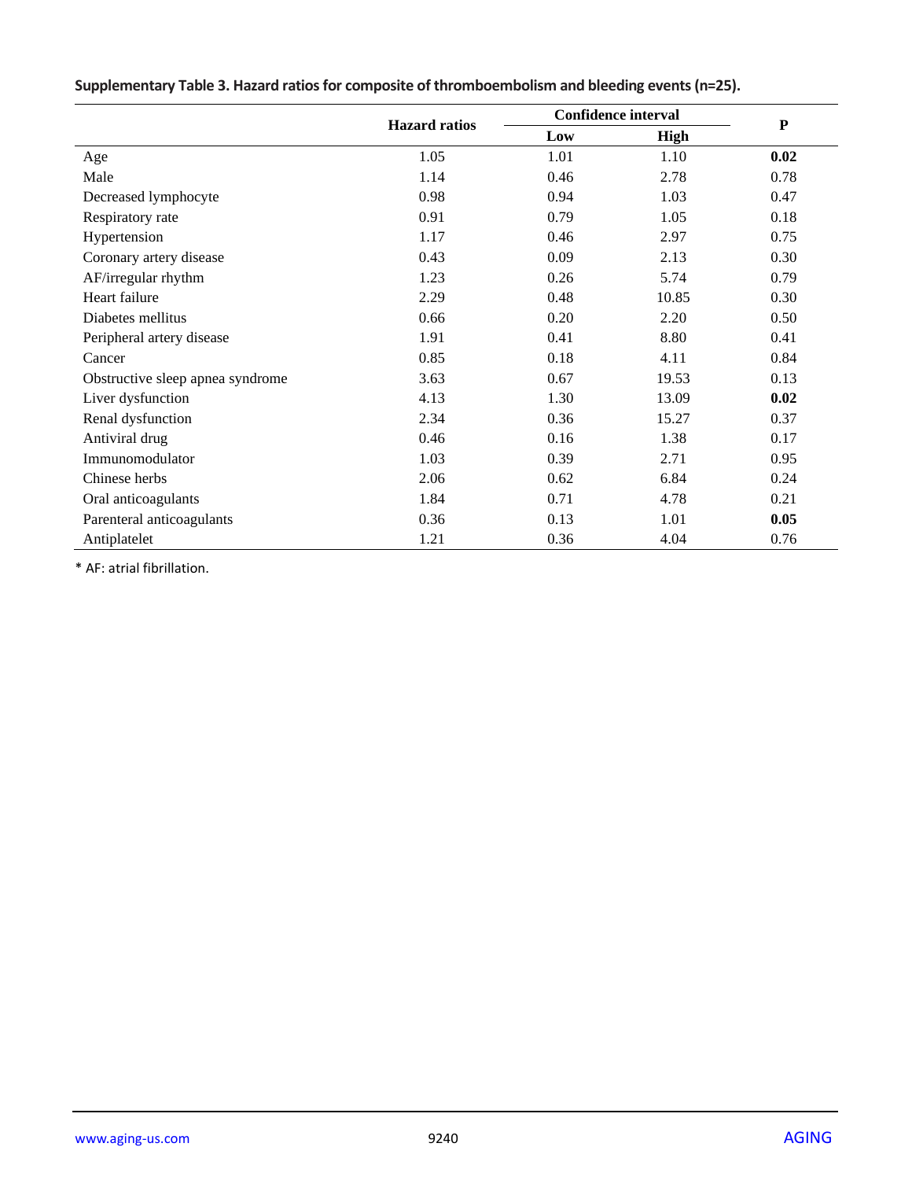**Supplementary Table 3. Hazard ratios for composite of thromboembolism and bleeding events (n=25).**

| | Hazard ratios | Confidence interval | | P |
|---|---|---|---|---|
| | | Low | High | |
| Age | 1.05 | 1.01 | 1.10 | **0.02** |
| Male | 1.14 | 0.46 | 2.78 | 0.78 |
| Decreased lymphocyte | 0.98 | 0.94 | 1.03 | 0.47 |
| Respiratory rate | 0.91 | 0.79 | 1.05 | 0.18 |
| Hypertension | 1.17 | 0.46 | 2.97 | 0.75 |
| Coronary artery disease | 0.43 | 0.09 | 2.13 | 0.30 |
| AF/irregular rhythm | 1.23 | 0.26 | 5.74 | 0.79 |
| Heart failure | 2.29 | 0.48 | 10.85 | 0.30 |
| Diabetes mellitus | 0.66 | 0.20 | 2.20 | 0.50 |
| Peripheral artery disease | 1.91 | 0.41 | 8.80 | 0.41 |
| Cancer | 0.85 | 0.18 | 4.11 | 0.84 |
| Obstructive sleep apnea syndrome | 3.63 | 0.67 | 19.53 | 0.13 |
| Liver dysfunction | 4.13 | 1.30 | 13.09 | **0.02** |
| Renal dysfunction | 2.34 | 0.36 | 15.27 | 0.37 |
| Antiviral drug | 0.46 | 0.16 | 1.38 | 0.17 |
| Immunomodulator | 1.03 | 0.39 | 2.71 | 0.95 |
| Chinese herbs | 2.06 | 0.62 | 6.84 | 0.24 |
| Oral anticoagulants | 1.84 | 0.71 | 4.78 | 0.21 |
| Parenteral anticoagulants | 0.36 | 0.13 | 1.01 | **0.05** |
| Antiplatelet | 1.21 | 0.36 | 4.04 | 0.76 |

* AF: atrial fibrillation.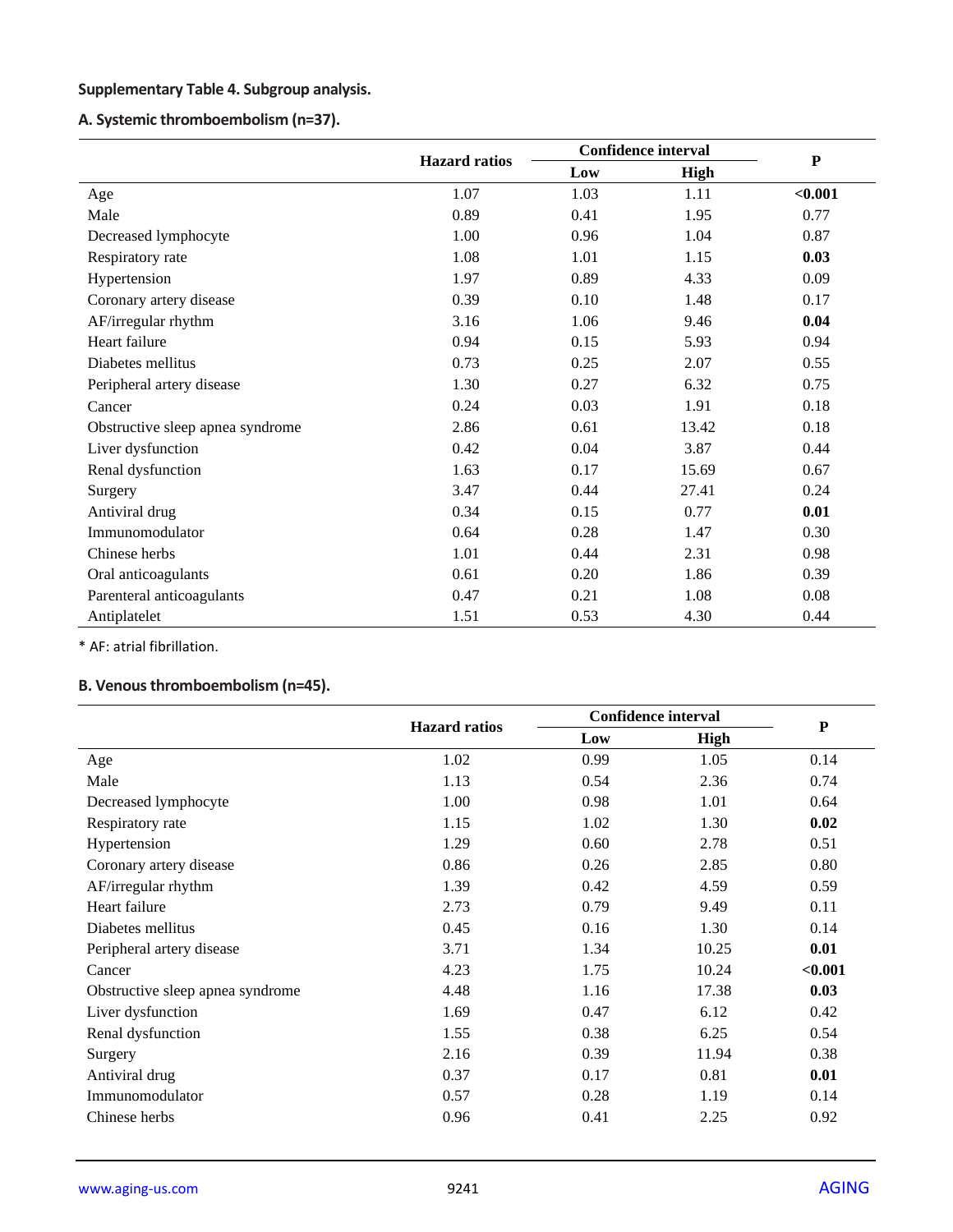**Supplementary Table 4. Subgroup analysis.**

**A. Systemic thromboembolism (n=37).**

| | Hazard ratios | Confidence interval | | P |
|---|---|---|---|---|
| | | Low | High | |
| Age | 1.07 | 1.03 | 1.11 | **<0.001** |
| Male | 0.89 | 0.41 | 1.95 | 0.77 |
| Decreased lymphocyte | 1.00 | 0.96 | 1.04 | 0.87 |
| Respiratory rate | 1.08 | 1.01 | 1.15 | **0.03** |
| Hypertension | 1.97 | 0.89 | 4.33 | 0.09 |
| Coronary artery disease | 0.39 | 0.10 | 1.48 | 0.17 |
| AF/irregular rhythm | 3.16 | 1.06 | 9.46 | **0.04** |
| Heart failure | 0.94 | 0.15 | 5.93 | 0.94 |
| Diabetes mellitus | 0.73 | 0.25 | 2.07 | 0.55 |
| Peripheral artery disease | 1.30 | 0.27 | 6.32 | 0.75 |
| Cancer | 0.24 | 0.03 | 1.91 | 0.18 |
| Obstructive sleep apnea syndrome | 2.86 | 0.61 | 13.42 | 0.18 |
| Liver dysfunction | 0.42 | 0.04 | 3.87 | 0.44 |
| Renal dysfunction | 1.63 | 0.17 | 15.69 | 0.67 |
| Surgery | 3.47 | 0.44 | 27.41 | 0.24 |
| Antiviral drug | 0.34 | 0.15 | 0.77 | **0.01** |
| Immunomodulator | 0.64 | 0.28 | 1.47 | 0.30 |
| Chinese herbs | 1.01 | 0.44 | 2.31 | 0.98 |
| Oral anticoagulants | 0.61 | 0.20 | 1.86 | 0.39 |
| Parenteral anticoagulants | 0.47 | 0.21 | 1.08 | 0.08 |
| Antiplatelet | 1.51 | 0.53 | 4.30 | 0.44 |

* AF: atrial fibrillation.

**B. Venous thromboembolism (n=45).**

| | Hazard ratios | Confidence interval | | P |
|---|---|---|---|---|
| | | Low | High | |
| Age | 1.02 | 0.99 | 1.05 | 0.14 |
| Male | 1.13 | 0.54 | 2.36 | 0.74 |
| Decreased lymphocyte | 1.00 | 0.98 | 1.01 | 0.64 |
| Respiratory rate | 1.15 | 1.02 | 1.30 | **0.02** |
| Hypertension | 1.29 | 0.60 | 2.78 | 0.51 |
| Coronary artery disease | 0.86 | 0.26 | 2.85 | 0.80 |
| AF/irregular rhythm | 1.39 | 0.42 | 4.59 | 0.59 |
| Heart failure | 2.73 | 0.79 | 9.49 | 0.11 |
| Diabetes mellitus | 0.45 | 0.16 | 1.30 | 0.14 |
| Peripheral artery disease | 3.71 | 1.34 | 10.25 | **0.01** |
| Cancer | 4.23 | 1.75 | 10.24 | **<0.001** |
| Obstructive sleep apnea syndrome | 4.48 | 1.16 | 17.38 | **0.03** |
| Liver dysfunction | 1.69 | 0.47 | 6.12 | 0.42 |
| Renal dysfunction | 1.55 | 0.38 | 6.25 | 0.54 |
| Surgery | 2.16 | 0.39 | 11.94 | 0.38 |
| Antiviral drug | 0.37 | 0.17 | 0.81 | **0.01** |
| Immunomodulator | 0.57 | 0.28 | 1.19 | 0.14 |
| Chinese herbs | 0.96 | 0.41 | 2.25 | 0.92 |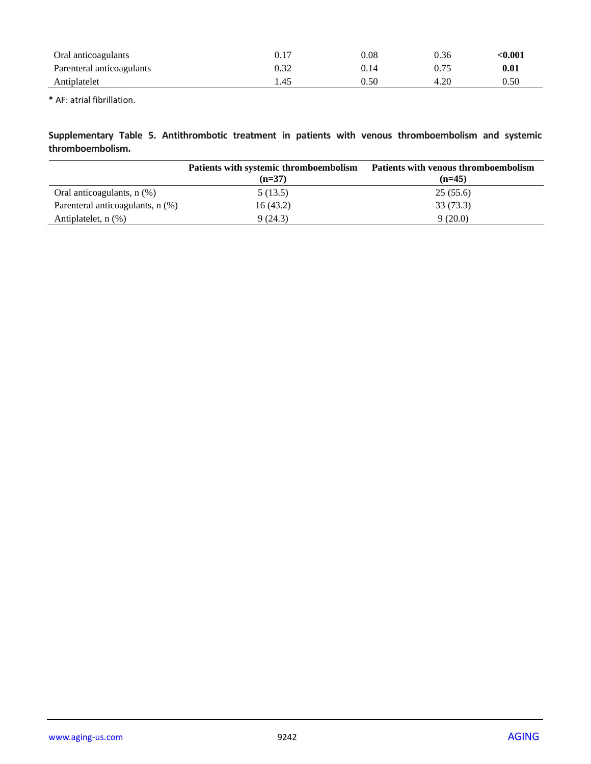| | | | | |
|---|---|---|---|---|
| Oral anticoagulants | 0.17 | 0.08 | 0.36 | **<0.001** |
| Parenteral anticoagulants | 0.32 | 0.14 | 0.75 | **0.01** |
| Antiplatelet | 1.45 | 0.50 | 4.20 | 0.50 |

* AF: atrial fibrillation.

**Supplementary Table 5. Antithrombotic treatment in patients with venous thromboembolism and systemic thromboembolism.**

| | Patients with systemic thromboembolism (n=37) | Patients with venous thromboembolism (n=45) |
|---|---|---|
| Oral anticoagulants, n (%) | 5 (13.5) | 25 (55.6) |
| Parenteral anticoagulants, n (%) | 16 (43.2) | 33 (73.3) |
| Antiplatelet, n (%) | 9 (24.3) | 9 (20.0) |